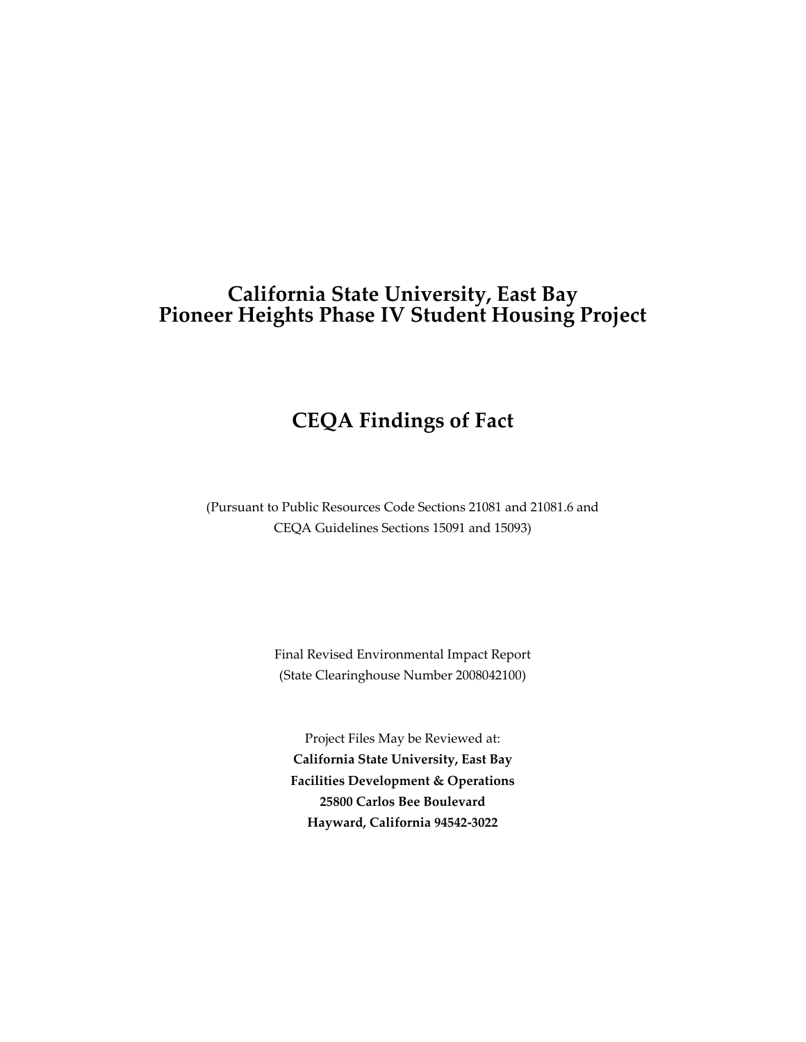# California State University, East Bay
# Pioneer Heights Phase IV Student Housing Project

## CEQA Findings of Fact

(Pursuant to Public Resources Code Sections 21081 and 21081.6 and CEQA Guidelines Sections 15091 and 15093)

Final Revised Environmental Impact Report
(State Clearinghouse Number 2008042100)

Project Files May be Reviewed at:
**California State University, East Bay**
**Facilities Development & Operations**
**25800 Carlos Bee Boulevard**
**Hayward, California 94542-3022**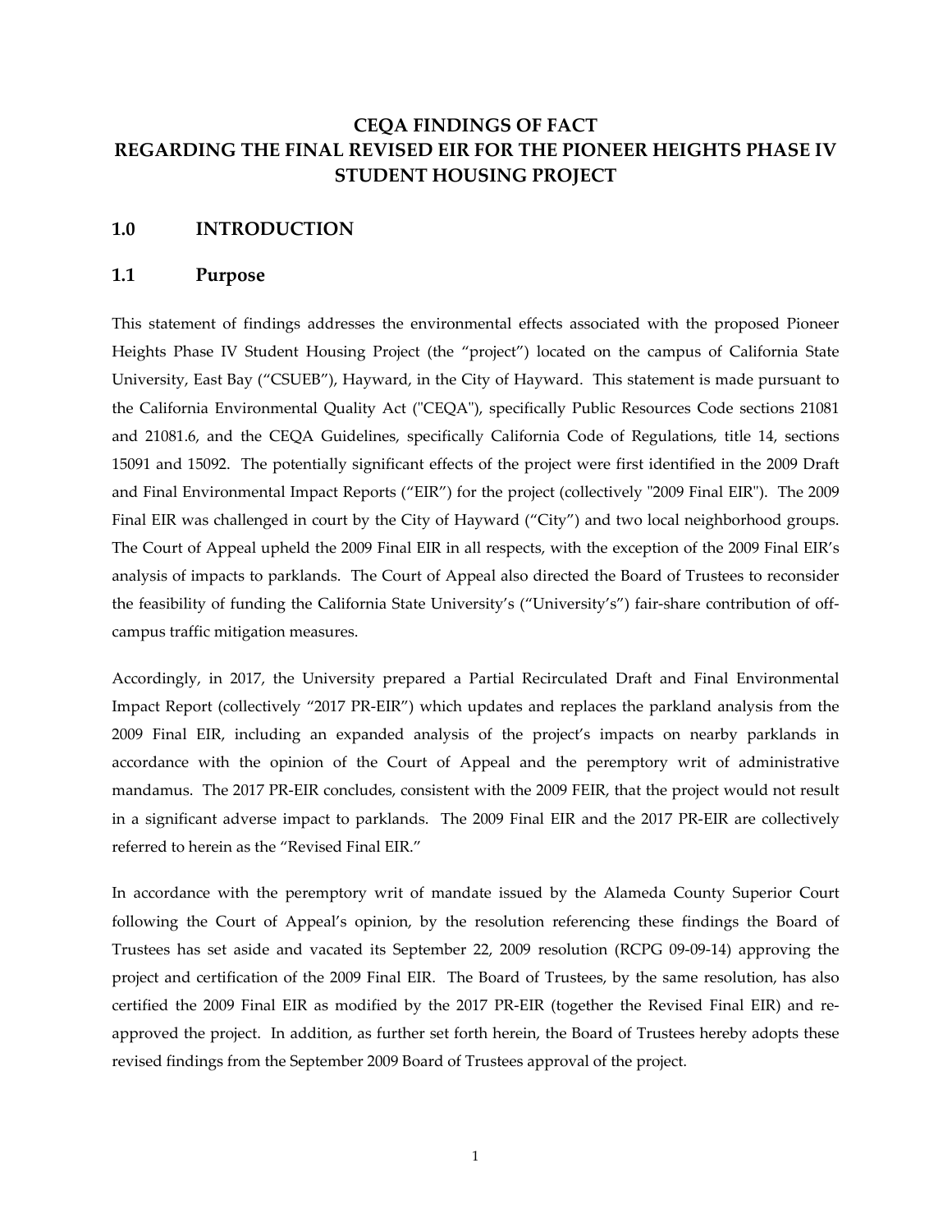# CEQA FINDINGS OF FACT REGARDING THE FINAL REVISED EIR FOR THE PIONEER HEIGHTS PHASE IV STUDENT HOUSING PROJECT

## 1.0 INTRODUCTION

### 1.1 Purpose

This statement of findings addresses the environmental effects associated with the proposed Pioneer Heights Phase IV Student Housing Project (the "project") located on the campus of California State University, East Bay ("CSUEB"), Hayward, in the City of Hayward. This statement is made pursuant to the California Environmental Quality Act ("CEQA"), specifically Public Resources Code sections 21081 and 21081.6, and the CEQA Guidelines, specifically California Code of Regulations, title 14, sections 15091 and 15092. The potentially significant effects of the project were first identified in the 2009 Draft and Final Environmental Impact Reports ("EIR") for the project (collectively "2009 Final EIR"). The 2009 Final EIR was challenged in court by the City of Hayward ("City") and two local neighborhood groups. The Court of Appeal upheld the 2009 Final EIR in all respects, with the exception of the 2009 Final EIR's analysis of impacts to parklands. The Court of Appeal also directed the Board of Trustees to reconsider the feasibility of funding the California State University's ("University's") fair-share contribution of off-campus traffic mitigation measures.

Accordingly, in 2017, the University prepared a Partial Recirculated Draft and Final Environmental Impact Report (collectively "2017 PR-EIR") which updates and replaces the parkland analysis from the 2009 Final EIR, including an expanded analysis of the project's impacts on nearby parklands in accordance with the opinion of the Court of Appeal and the peremptory writ of administrative mandamus. The 2017 PR-EIR concludes, consistent with the 2009 FEIR, that the project would not result in a significant adverse impact to parklands. The 2009 Final EIR and the 2017 PR-EIR are collectively referred to herein as the "Revised Final EIR."

In accordance with the peremptory writ of mandate issued by the Alameda County Superior Court following the Court of Appeal's opinion, by the resolution referencing these findings the Board of Trustees has set aside and vacated its September 22, 2009 resolution (RCPG 09-09-14) approving the project and certification of the 2009 Final EIR. The Board of Trustees, by the same resolution, has also certified the 2009 Final EIR as modified by the 2017 PR-EIR (together the Revised Final EIR) and re-approved the project. In addition, as further set forth herein, the Board of Trustees hereby adopts these revised findings from the September 2009 Board of Trustees approval of the project.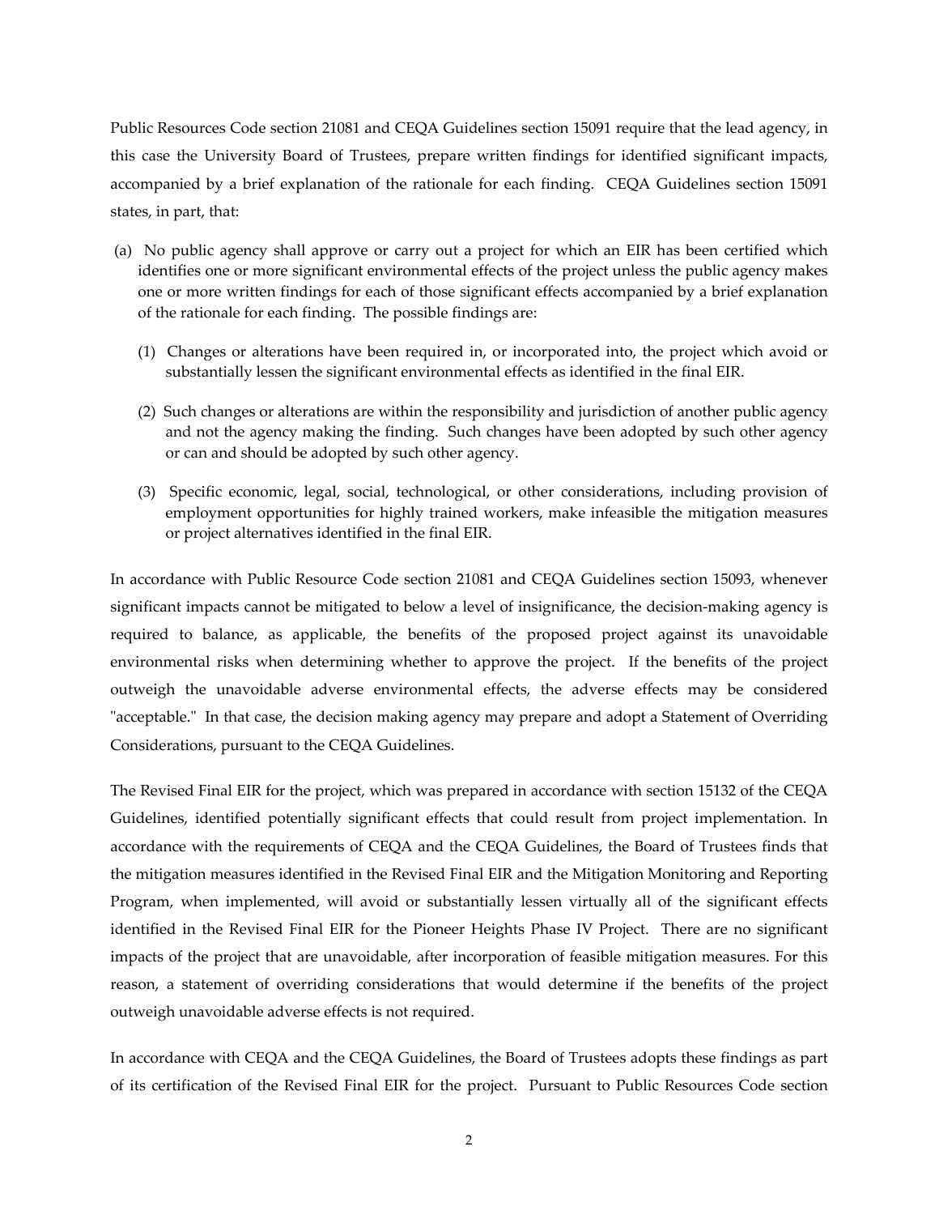Public Resources Code section 21081 and CEQA Guidelines section 15091 require that the lead agency, in this case the University Board of Trustees, prepare written findings for identified significant impacts, accompanied by a brief explanation of the rationale for each finding. CEQA Guidelines section 15091 states, in part, that:

(a) No public agency shall approve or carry out a project for which an EIR has been certified which identifies one or more significant environmental effects of the project unless the public agency makes one or more written findings for each of those significant effects accompanied by a brief explanation of the rationale for each finding. The possible findings are:

(1) Changes or alterations have been required in, or incorporated into, the project which avoid or substantially lessen the significant environmental effects as identified in the final EIR.

(2) Such changes or alterations are within the responsibility and jurisdiction of another public agency and not the agency making the finding. Such changes have been adopted by such other agency or can and should be adopted by such other agency.

(3) Specific economic, legal, social, technological, or other considerations, including provision of employment opportunities for highly trained workers, make infeasible the mitigation measures or project alternatives identified in the final EIR.

In accordance with Public Resource Code section 21081 and CEQA Guidelines section 15093, whenever significant impacts cannot be mitigated to below a level of insignificance, the decision-making agency is required to balance, as applicable, the benefits of the proposed project against its unavoidable environmental risks when determining whether to approve the project. If the benefits of the project outweigh the unavoidable adverse environmental effects, the adverse effects may be considered "acceptable." In that case, the decision making agency may prepare and adopt a Statement of Overriding Considerations, pursuant to the CEQA Guidelines.

The Revised Final EIR for the project, which was prepared in accordance with section 15132 of the CEQA Guidelines, identified potentially significant effects that could result from project implementation. In accordance with the requirements of CEQA and the CEQA Guidelines, the Board of Trustees finds that the mitigation measures identified in the Revised Final EIR and the Mitigation Monitoring and Reporting Program, when implemented, will avoid or substantially lessen virtually all of the significant effects identified in the Revised Final EIR for the Pioneer Heights Phase IV Project. There are no significant impacts of the project that are unavoidable, after incorporation of feasible mitigation measures. For this reason, a statement of overriding considerations that would determine if the benefits of the project outweigh unavoidable adverse effects is not required.

In accordance with CEQA and the CEQA Guidelines, the Board of Trustees adopts these findings as part of its certification of the Revised Final EIR for the project. Pursuant to Public Resources Code section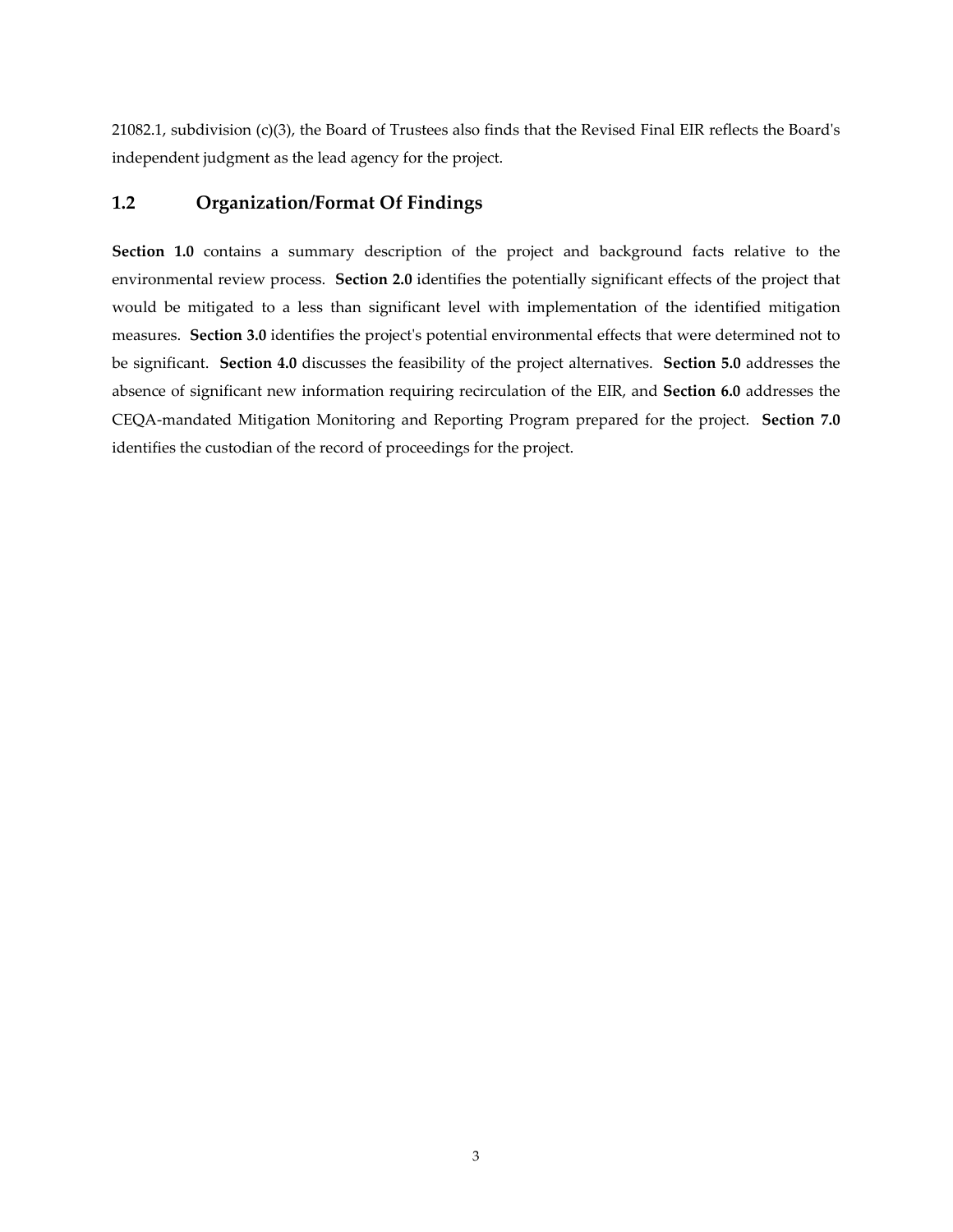21082.1, subdivision (c)(3), the Board of Trustees also finds that the Revised Final EIR reflects the Board's independent judgment as the lead agency for the project.

## 1.2 Organization/Format Of Findings

**Section 1.0** contains a summary description of the project and background facts relative to the environmental review process. **Section 2.0** identifies the potentially significant effects of the project that would be mitigated to a less than significant level with implementation of the identified mitigation measures. **Section 3.0** identifies the project's potential environmental effects that were determined not to be significant. **Section 4.0** discusses the feasibility of the project alternatives. **Section 5.0** addresses the absence of significant new information requiring recirculation of the EIR, and **Section 6.0** addresses the CEQA-mandated Mitigation Monitoring and Reporting Program prepared for the project. **Section 7.0** identifies the custodian of the record of proceedings for the project.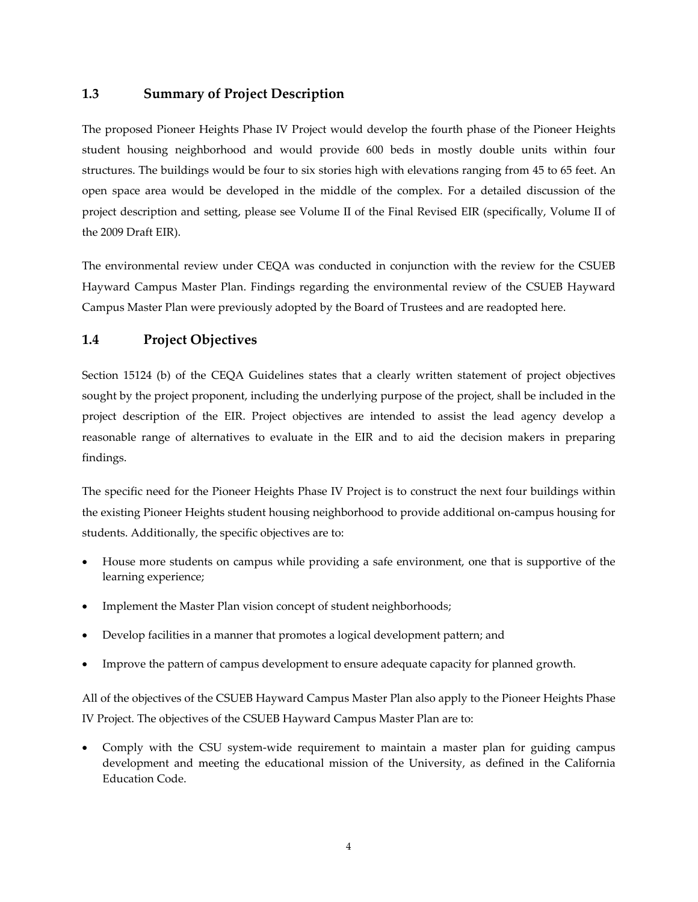## 1.3 Summary of Project Description

The proposed Pioneer Heights Phase IV Project would develop the fourth phase of the Pioneer Heights student housing neighborhood and would provide 600 beds in mostly double units within four structures. The buildings would be four to six stories high with elevations ranging from 45 to 65 feet. An open space area would be developed in the middle of the complex. For a detailed discussion of the project description and setting, please see Volume II of the Final Revised EIR (specifically, Volume II of the 2009 Draft EIR).

The environmental review under CEQA was conducted in conjunction with the review for the CSUEB Hayward Campus Master Plan. Findings regarding the environmental review of the CSUEB Hayward Campus Master Plan were previously adopted by the Board of Trustees and are readopted here.

## 1.4 Project Objectives

Section 15124 (b) of the CEQA Guidelines states that a clearly written statement of project objectives sought by the project proponent, including the underlying purpose of the project, shall be included in the project description of the EIR. Project objectives are intended to assist the lead agency develop a reasonable range of alternatives to evaluate in the EIR and to aid the decision makers in preparing findings.

The specific need for the Pioneer Heights Phase IV Project is to construct the next four buildings within the existing Pioneer Heights student housing neighborhood to provide additional on-campus housing for students. Additionally, the specific objectives are to:

- House more students on campus while providing a safe environment, one that is supportive of the learning experience;
- Implement the Master Plan vision concept of student neighborhoods;
- Develop facilities in a manner that promotes a logical development pattern; and
- Improve the pattern of campus development to ensure adequate capacity for planned growth.

All of the objectives of the CSUEB Hayward Campus Master Plan also apply to the Pioneer Heights Phase IV Project. The objectives of the CSUEB Hayward Campus Master Plan are to:

- Comply with the CSU system-wide requirement to maintain a master plan for guiding campus development and meeting the educational mission of the University, as defined in the California Education Code.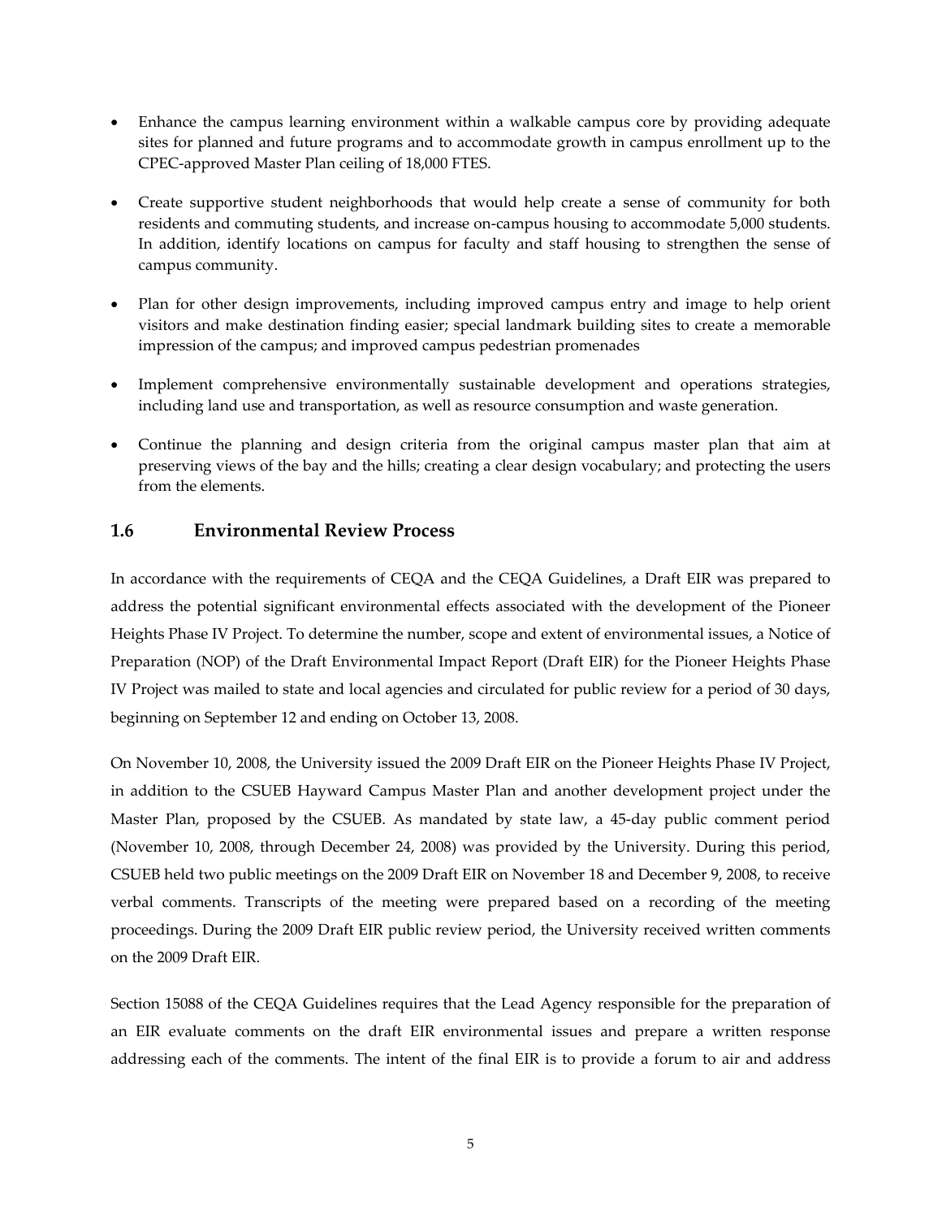- Enhance the campus learning environment within a walkable campus core by providing adequate sites for planned and future programs and to accommodate growth in campus enrollment up to the CPEC-approved Master Plan ceiling of 18,000 FTES.
- Create supportive student neighborhoods that would help create a sense of community for both residents and commuting students, and increase on-campus housing to accommodate 5,000 students. In addition, identify locations on campus for faculty and staff housing to strengthen the sense of campus community.
- Plan for other design improvements, including improved campus entry and image to help orient visitors and make destination finding easier; special landmark building sites to create a memorable impression of the campus; and improved campus pedestrian promenades
- Implement comprehensive environmentally sustainable development and operations strategies, including land use and transportation, as well as resource consumption and waste generation.
- Continue the planning and design criteria from the original campus master plan that aim at preserving views of the bay and the hills; creating a clear design vocabulary; and protecting the users from the elements.

## 1.6 Environmental Review Process

In accordance with the requirements of CEQA and the CEQA Guidelines, a Draft EIR was prepared to address the potential significant environmental effects associated with the development of the Pioneer Heights Phase IV Project. To determine the number, scope and extent of environmental issues, a Notice of Preparation (NOP) of the Draft Environmental Impact Report (Draft EIR) for the Pioneer Heights Phase IV Project was mailed to state and local agencies and circulated for public review for a period of 30 days, beginning on September 12 and ending on October 13, 2008.

On November 10, 2008, the University issued the 2009 Draft EIR on the Pioneer Heights Phase IV Project, in addition to the CSUEB Hayward Campus Master Plan and another development project under the Master Plan, proposed by the CSUEB. As mandated by state law, a 45-day public comment period (November 10, 2008, through December 24, 2008) was provided by the University. During this period, CSUEB held two public meetings on the 2009 Draft EIR on November 18 and December 9, 2008, to receive verbal comments. Transcripts of the meeting were prepared based on a recording of the meeting proceedings. During the 2009 Draft EIR public review period, the University received written comments on the 2009 Draft EIR.

Section 15088 of the CEQA Guidelines requires that the Lead Agency responsible for the preparation of an EIR evaluate comments on the draft EIR environmental issues and prepare a written response addressing each of the comments. The intent of the final EIR is to provide a forum to air and address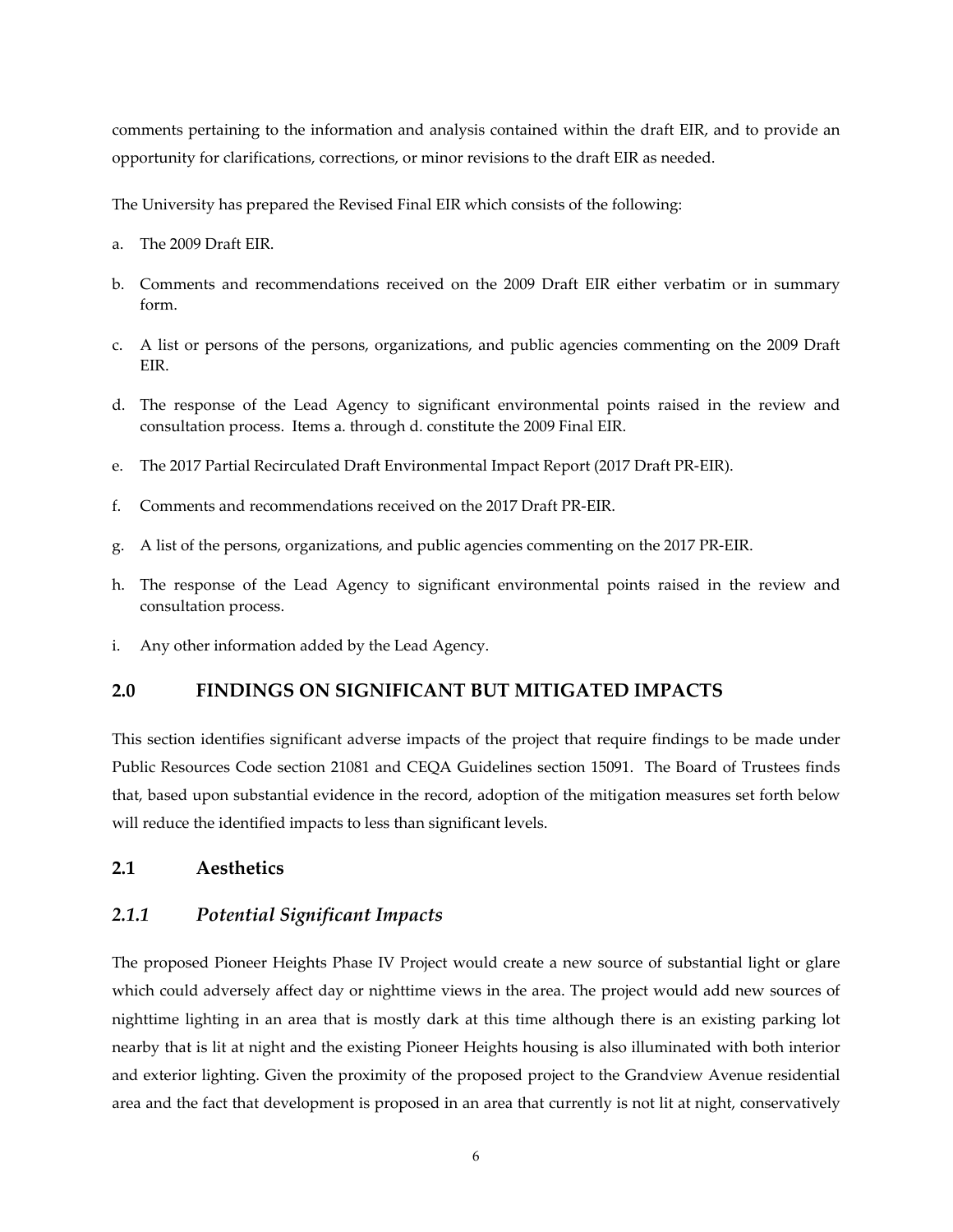comments pertaining to the information and analysis contained within the draft EIR, and to provide an opportunity for clarifications, corrections, or minor revisions to the draft EIR as needed.

The University has prepared the Revised Final EIR which consists of the following:

a. The 2009 Draft EIR.

b. Comments and recommendations received on the 2009 Draft EIR either verbatim or in summary form.

c. A list or persons of the persons, organizations, and public agencies commenting on the 2009 Draft EIR.

d. The response of the Lead Agency to significant environmental points raised in the review and consultation process. Items a. through d. constitute the 2009 Final EIR.

e. The 2017 Partial Recirculated Draft Environmental Impact Report (2017 Draft PR-EIR).

f. Comments and recommendations received on the 2017 Draft PR-EIR.

g. A list of the persons, organizations, and public agencies commenting on the 2017 PR-EIR.

h. The response of the Lead Agency to significant environmental points raised in the review and consultation process.

i. Any other information added by the Lead Agency.

## 2.0 FINDINGS ON SIGNIFICANT BUT MITIGATED IMPACTS

This section identifies significant adverse impacts of the project that require findings to be made under Public Resources Code section 21081 and CEQA Guidelines section 15091. The Board of Trustees finds that, based upon substantial evidence in the record, adoption of the mitigation measures set forth below will reduce the identified impacts to less than significant levels.

### 2.1 Aesthetics

#### *2.1.1 Potential Significant Impacts*

The proposed Pioneer Heights Phase IV Project would create a new source of substantial light or glare which could adversely affect day or nighttime views in the area. The project would add new sources of nighttime lighting in an area that is mostly dark at this time although there is an existing parking lot nearby that is lit at night and the existing Pioneer Heights housing is also illuminated with both interior and exterior lighting. Given the proximity of the proposed project to the Grandview Avenue residential area and the fact that development is proposed in an area that currently is not lit at night, conservatively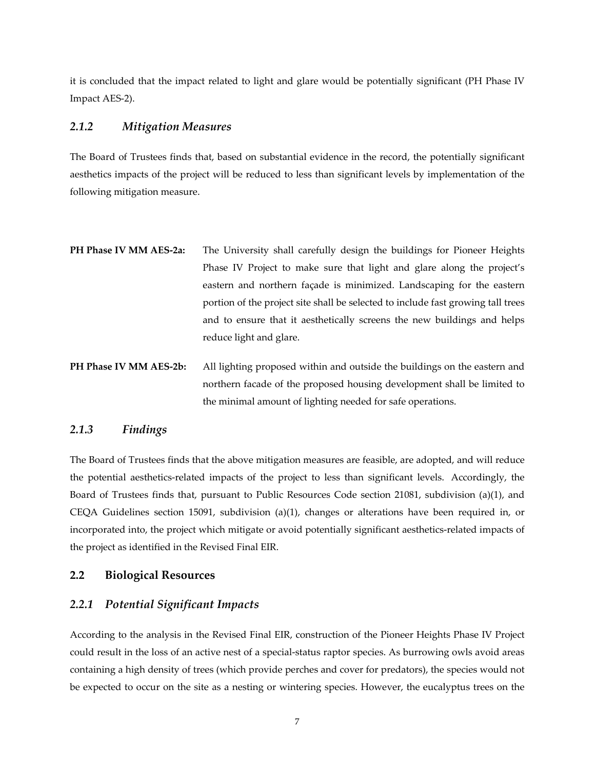it is concluded that the impact related to light and glare would be potentially significant (PH Phase IV Impact AES-2).

### *2.1.2 Mitigation Measures*

The Board of Trustees finds that, based on substantial evidence in the record, the potentially significant aesthetics impacts of the project will be reduced to less than significant levels by implementation of the following mitigation measure.

**PH Phase IV MM AES-2a:** The University shall carefully design the buildings for Pioneer Heights Phase IV Project to make sure that light and glare along the project's eastern and northern façade is minimized. Landscaping for the eastern portion of the project site shall be selected to include fast growing tall trees and to ensure that it aesthetically screens the new buildings and helps reduce light and glare.

**PH Phase IV MM AES-2b:** All lighting proposed within and outside the buildings on the eastern and northern facade of the proposed housing development shall be limited to the minimal amount of lighting needed for safe operations.

### *2.1.3 Findings*

The Board of Trustees finds that the above mitigation measures are feasible, are adopted, and will reduce the potential aesthetics-related impacts of the project to less than significant levels. Accordingly, the Board of Trustees finds that, pursuant to Public Resources Code section 21081, subdivision (a)(1), and CEQA Guidelines section 15091, subdivision (a)(1), changes or alterations have been required in, or incorporated into, the project which mitigate or avoid potentially significant aesthetics-related impacts of the project as identified in the Revised Final EIR.

## 2.2 Biological Resources

### *2.2.1 Potential Significant Impacts*

According to the analysis in the Revised Final EIR, construction of the Pioneer Heights Phase IV Project could result in the loss of an active nest of a special-status raptor species. As burrowing owls avoid areas containing a high density of trees (which provide perches and cover for predators), the species would not be expected to occur on the site as a nesting or wintering species. However, the eucalyptus trees on the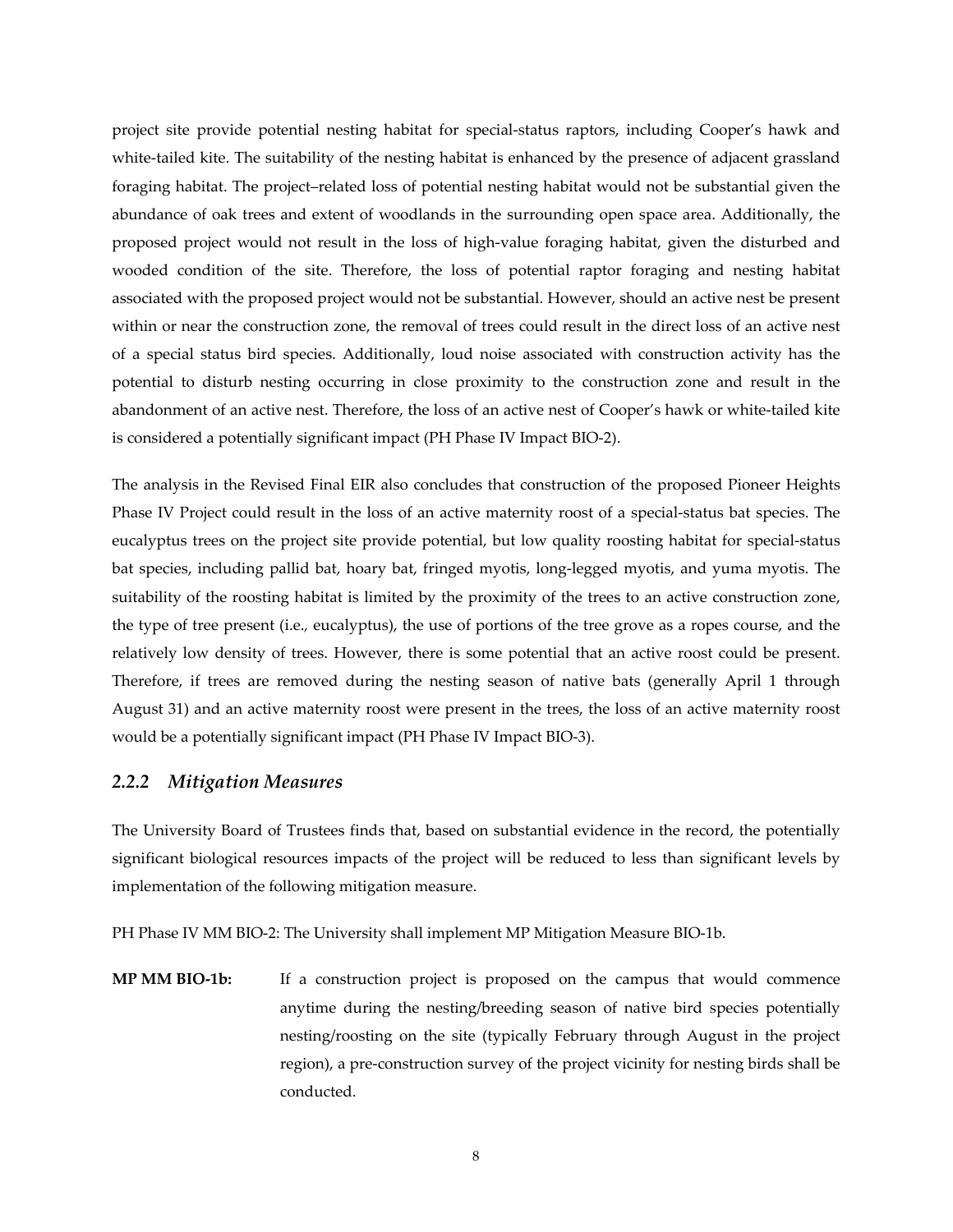project site provide potential nesting habitat for special-status raptors, including Cooper's hawk and white-tailed kite. The suitability of the nesting habitat is enhanced by the presence of adjacent grassland foraging habitat. The project–related loss of potential nesting habitat would not be substantial given the abundance of oak trees and extent of woodlands in the surrounding open space area. Additionally, the proposed project would not result in the loss of high-value foraging habitat, given the disturbed and wooded condition of the site. Therefore, the loss of potential raptor foraging and nesting habitat associated with the proposed project would not be substantial. However, should an active nest be present within or near the construction zone, the removal of trees could result in the direct loss of an active nest of a special status bird species. Additionally, loud noise associated with construction activity has the potential to disturb nesting occurring in close proximity to the construction zone and result in the abandonment of an active nest. Therefore, the loss of an active nest of Cooper's hawk or white-tailed kite is considered a potentially significant impact (PH Phase IV Impact BIO-2).

The analysis in the Revised Final EIR also concludes that construction of the proposed Pioneer Heights Phase IV Project could result in the loss of an active maternity roost of a special-status bat species. The eucalyptus trees on the project site provide potential, but low quality roosting habitat for special-status bat species, including pallid bat, hoary bat, fringed myotis, long-legged myotis, and yuma myotis. The suitability of the roosting habitat is limited by the proximity of the trees to an active construction zone, the type of tree present (i.e., eucalyptus), the use of portions of the tree grove as a ropes course, and the relatively low density of trees. However, there is some potential that an active roost could be present. Therefore, if trees are removed during the nesting season of native bats (generally April 1 through August 31) and an active maternity roost were present in the trees, the loss of an active maternity roost would be a potentially significant impact (PH Phase IV Impact BIO-3).

### *2.2.2 Mitigation Measures*

The University Board of Trustees finds that, based on substantial evidence in the record, the potentially significant biological resources impacts of the project will be reduced to less than significant levels by implementation of the following mitigation measure.

PH Phase IV MM BIO-2: The University shall implement MP Mitigation Measure BIO-1b.

**MP MM BIO-1b:** If a construction project is proposed on the campus that would commence anytime during the nesting/breeding season of native bird species potentially nesting/roosting on the site (typically February through August in the project region), a pre-construction survey of the project vicinity for nesting birds shall be conducted.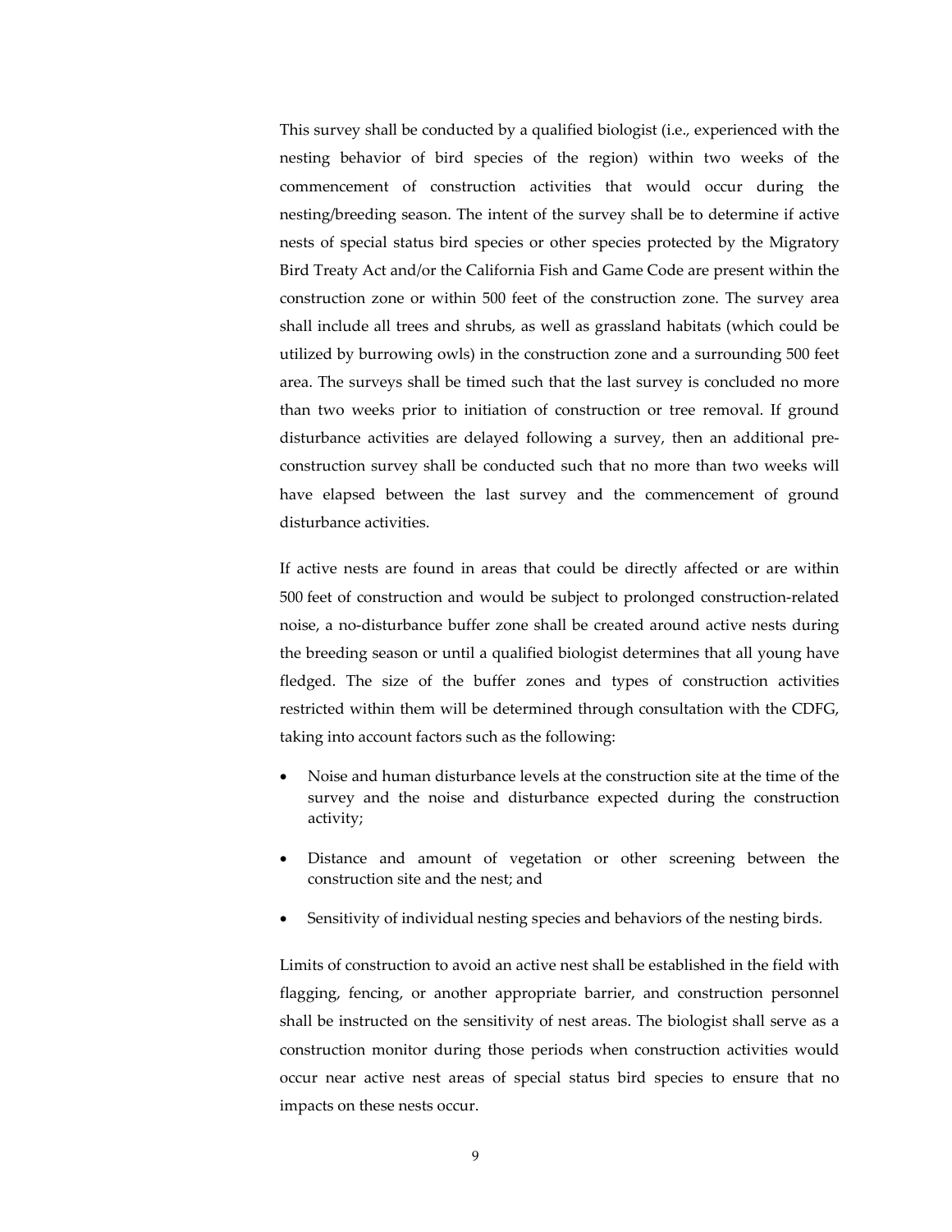This survey shall be conducted by a qualified biologist (i.e., experienced with the nesting behavior of bird species of the region) within two weeks of the commencement of construction activities that would occur during the nesting/breeding season. The intent of the survey shall be to determine if active nests of special status bird species or other species protected by the Migratory Bird Treaty Act and/or the California Fish and Game Code are present within the construction zone or within 500 feet of the construction zone. The survey area shall include all trees and shrubs, as well as grassland habitats (which could be utilized by burrowing owls) in the construction zone and a surrounding 500 feet area. The surveys shall be timed such that the last survey is concluded no more than two weeks prior to initiation of construction or tree removal. If ground disturbance activities are delayed following a survey, then an additional pre-construction survey shall be conducted such that no more than two weeks will have elapsed between the last survey and the commencement of ground disturbance activities.

If active nests are found in areas that could be directly affected or are within 500 feet of construction and would be subject to prolonged construction-related noise, a no-disturbance buffer zone shall be created around active nests during the breeding season or until a qualified biologist determines that all young have fledged. The size of the buffer zones and types of construction activities restricted within them will be determined through consultation with the CDFG, taking into account factors such as the following:

- Noise and human disturbance levels at the construction site at the time of the survey and the noise and disturbance expected during the construction activity;
- Distance and amount of vegetation or other screening between the construction site and the nest; and
- Sensitivity of individual nesting species and behaviors of the nesting birds.

Limits of construction to avoid an active nest shall be established in the field with flagging, fencing, or another appropriate barrier, and construction personnel shall be instructed on the sensitivity of nest areas. The biologist shall serve as a construction monitor during those periods when construction activities would occur near active nest areas of special status bird species to ensure that no impacts on these nests occur.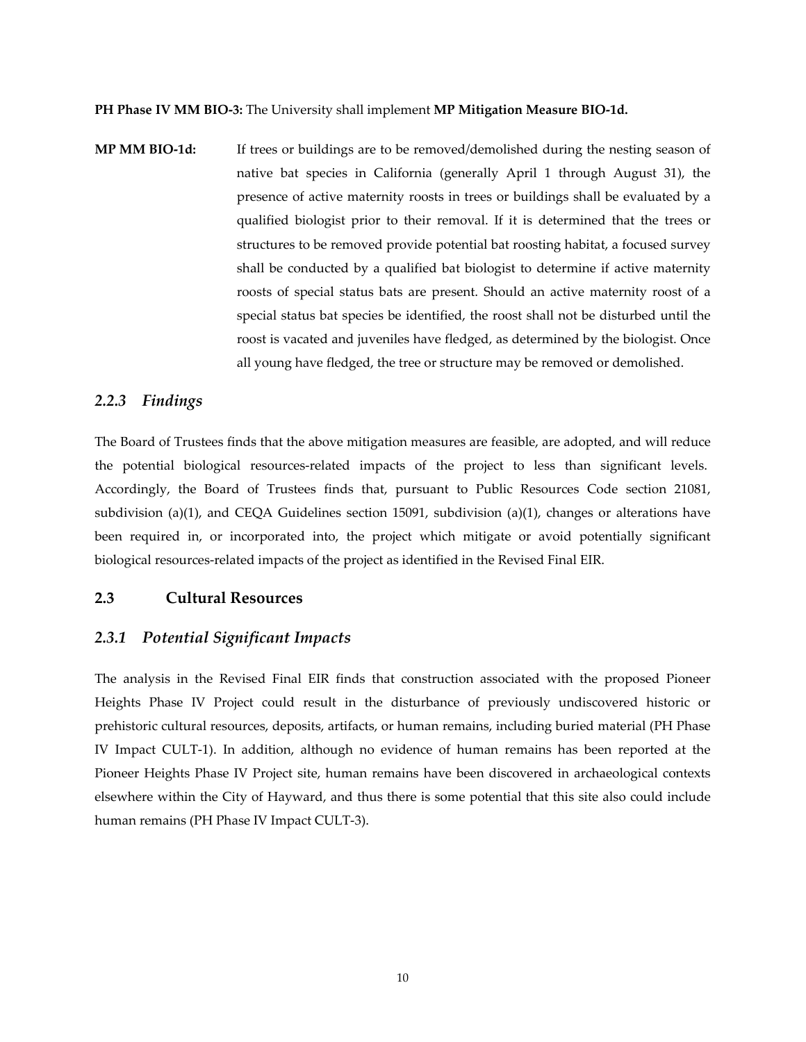**PH Phase IV MM BIO-3:** The University shall implement **MP Mitigation Measure BIO-1d.**

**MP MM BIO-1d:** If trees or buildings are to be removed/demolished during the nesting season of native bat species in California (generally April 1 through August 31), the presence of active maternity roosts in trees or buildings shall be evaluated by a qualified biologist prior to their removal. If it is determined that the trees or structures to be removed provide potential bat roosting habitat, a focused survey shall be conducted by a qualified bat biologist to determine if active maternity roosts of special status bats are present. Should an active maternity roost of a special status bat species be identified, the roost shall not be disturbed until the roost is vacated and juveniles have fledged, as determined by the biologist. Once all young have fledged, the tree or structure may be removed or demolished.

### *2.2.3 Findings*

The Board of Trustees finds that the above mitigation measures are feasible, are adopted, and will reduce the potential biological resources-related impacts of the project to less than significant levels. Accordingly, the Board of Trustees finds that, pursuant to Public Resources Code section 21081, subdivision (a)(1), and CEQA Guidelines section 15091, subdivision (a)(1), changes or alterations have been required in, or incorporated into, the project which mitigate or avoid potentially significant biological resources-related impacts of the project as identified in the Revised Final EIR.

## 2.3 Cultural Resources

### *2.3.1 Potential Significant Impacts*

The analysis in the Revised Final EIR finds that construction associated with the proposed Pioneer Heights Phase IV Project could result in the disturbance of previously undiscovered historic or prehistoric cultural resources, deposits, artifacts, or human remains, including buried material (PH Phase IV Impact CULT-1). In addition, although no evidence of human remains has been reported at the Pioneer Heights Phase IV Project site, human remains have been discovered in archaeological contexts elsewhere within the City of Hayward, and thus there is some potential that this site also could include human remains (PH Phase IV Impact CULT-3).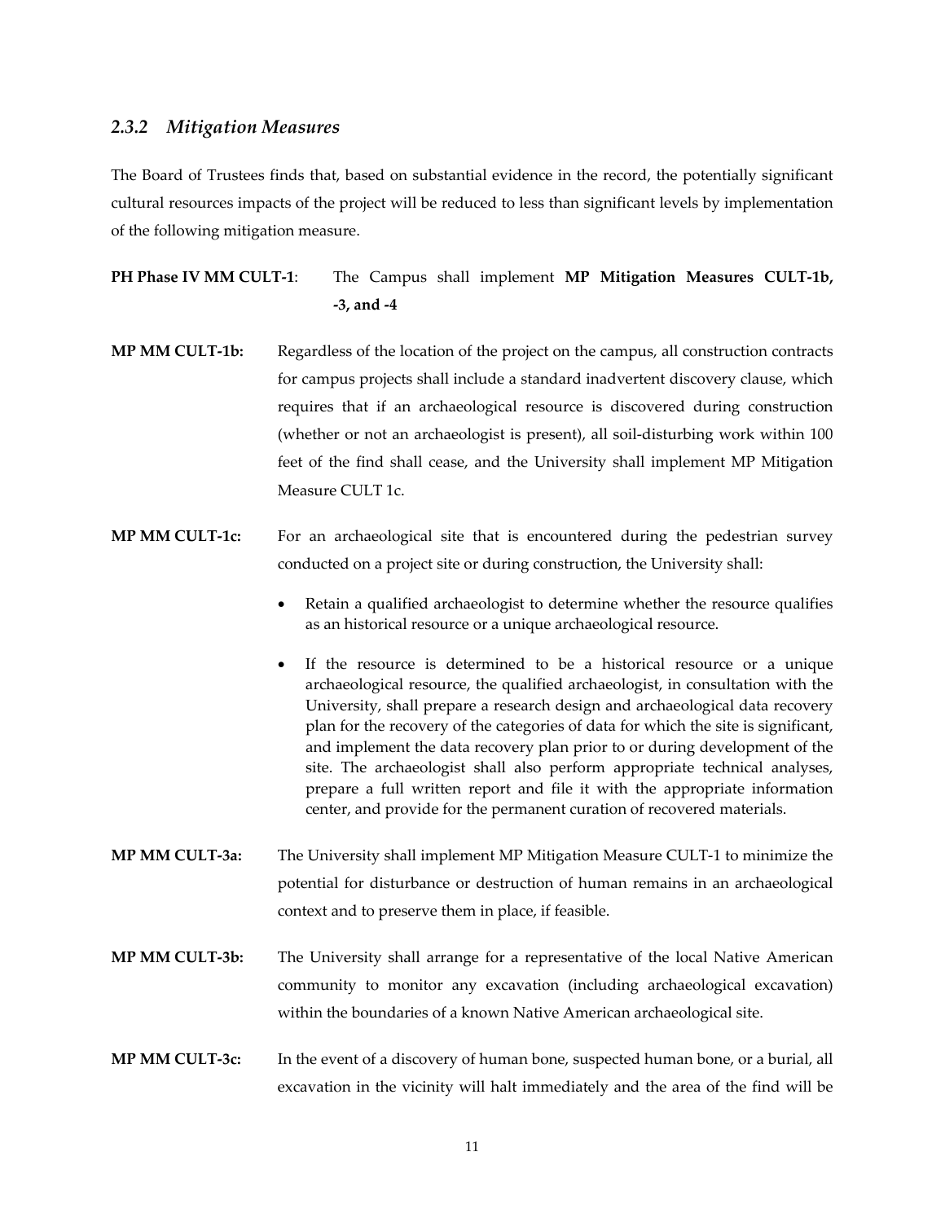### *2.3.2 Mitigation Measures*

The Board of Trustees finds that, based on substantial evidence in the record, the potentially significant cultural resources impacts of the project will be reduced to less than significant levels by implementation of the following mitigation measure.

**PH Phase IV MM CULT-1**: The Campus shall implement **MP Mitigation Measures CULT-1b, -3, and -4**

**MP MM CULT-1b:** Regardless of the location of the project on the campus, all construction contracts for campus projects shall include a standard inadvertent discovery clause, which requires that if an archaeological resource is discovered during construction (whether or not an archaeologist is present), all soil-disturbing work within 100 feet of the find shall cease, and the University shall implement MP Mitigation Measure CULT 1c.

**MP MM CULT-1c:** For an archaeological site that is encountered during the pedestrian survey conducted on a project site or during construction, the University shall:

- Retain a qualified archaeologist to determine whether the resource qualifies as an historical resource or a unique archaeological resource.
- If the resource is determined to be a historical resource or a unique archaeological resource, the qualified archaeologist, in consultation with the University, shall prepare a research design and archaeological data recovery plan for the recovery of the categories of data for which the site is significant, and implement the data recovery plan prior to or during development of the site. The archaeologist shall also perform appropriate technical analyses, prepare a full written report and file it with the appropriate information center, and provide for the permanent curation of recovered materials.

**MP MM CULT-3a:** The University shall implement MP Mitigation Measure CULT-1 to minimize the potential for disturbance or destruction of human remains in an archaeological context and to preserve them in place, if feasible.

**MP MM CULT-3b:** The University shall arrange for a representative of the local Native American community to monitor any excavation (including archaeological excavation) within the boundaries of a known Native American archaeological site.

**MP MM CULT-3c:** In the event of a discovery of human bone, suspected human bone, or a burial, all excavation in the vicinity will halt immediately and the area of the find will be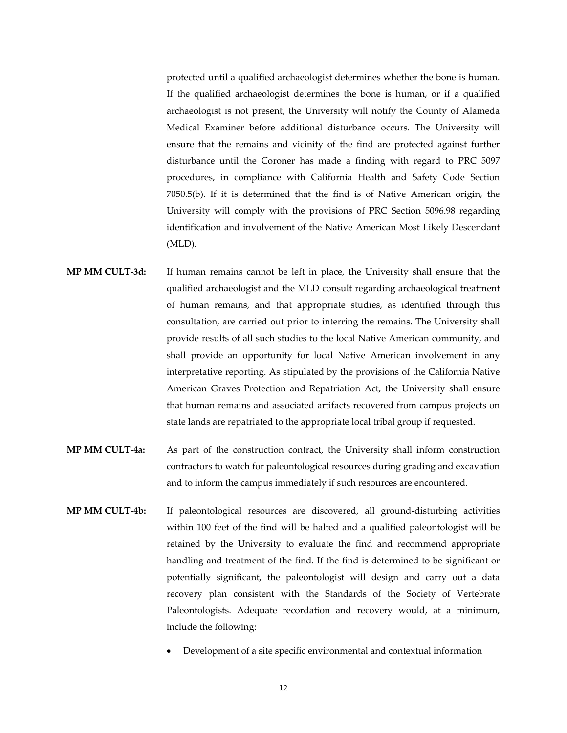protected until a qualified archaeologist determines whether the bone is human. If the qualified archaeologist determines the bone is human, or if a qualified archaeologist is not present, the University will notify the County of Alameda Medical Examiner before additional disturbance occurs. The University will ensure that the remains and vicinity of the find are protected against further disturbance until the Coroner has made a finding with regard to PRC 5097 procedures, in compliance with California Health and Safety Code Section 7050.5(b). If it is determined that the find is of Native American origin, the University will comply with the provisions of PRC Section 5096.98 regarding identification and involvement of the Native American Most Likely Descendant (MLD).

**MP MM CULT-3d:** If human remains cannot be left in place, the University shall ensure that the qualified archaeologist and the MLD consult regarding archaeological treatment of human remains, and that appropriate studies, as identified through this consultation, are carried out prior to interring the remains. The University shall provide results of all such studies to the local Native American community, and shall provide an opportunity for local Native American involvement in any interpretative reporting. As stipulated by the provisions of the California Native American Graves Protection and Repatriation Act, the University shall ensure that human remains and associated artifacts recovered from campus projects on state lands are repatriated to the appropriate local tribal group if requested.

**MP MM CULT-4a:** As part of the construction contract, the University shall inform construction contractors to watch for paleontological resources during grading and excavation and to inform the campus immediately if such resources are encountered.

**MP MM CULT-4b:** If paleontological resources are discovered, all ground-disturbing activities within 100 feet of the find will be halted and a qualified paleontologist will be retained by the University to evaluate the find and recommend appropriate handling and treatment of the find. If the find is determined to be significant or potentially significant, the paleontologist will design and carry out a data recovery plan consistent with the Standards of the Society of Vertebrate Paleontologists. Adequate recordation and recovery would, at a minimum, include the following:

- Development of a site specific environmental and contextual information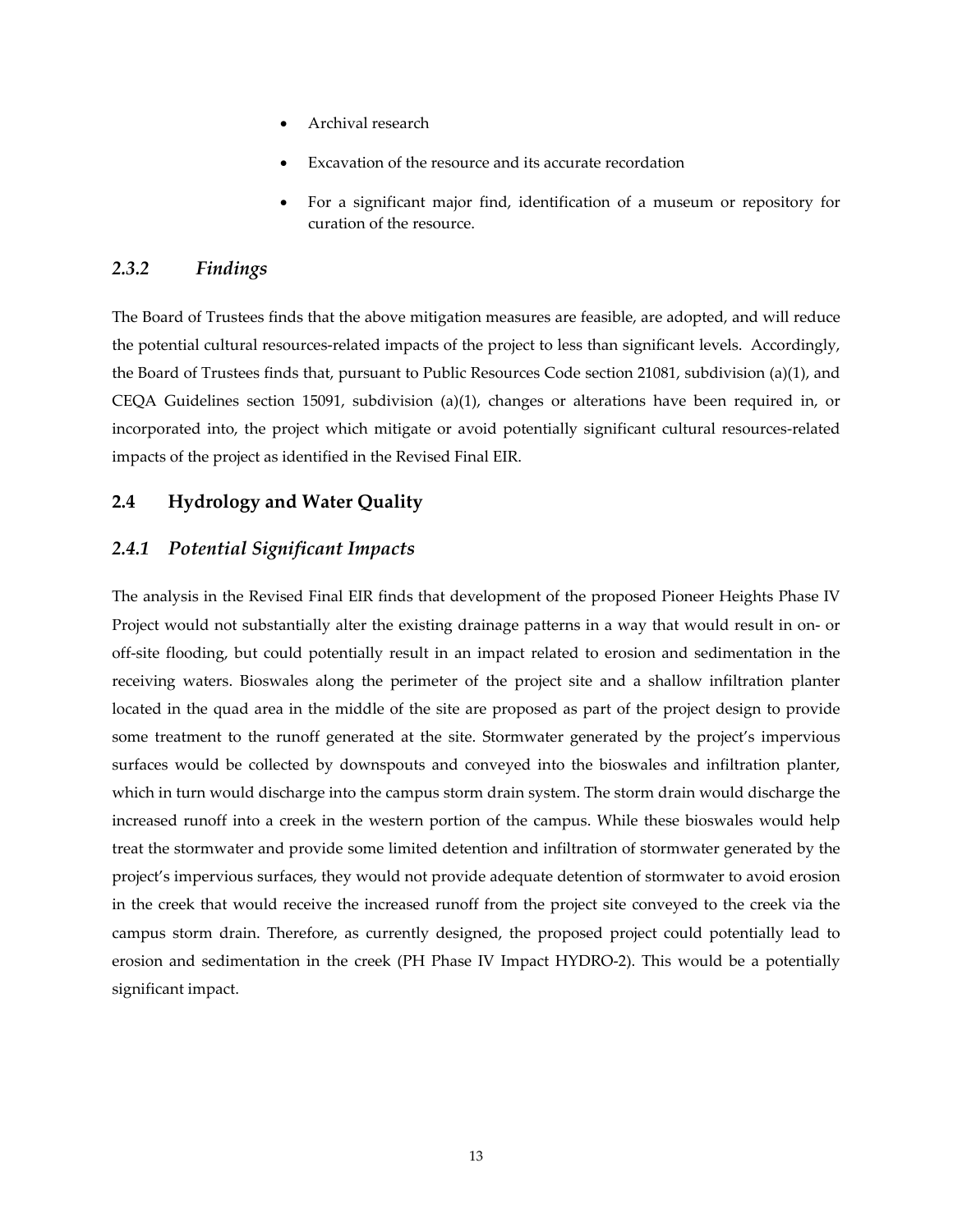- Archival research
- Excavation of the resource and its accurate recordation
- For a significant major find, identification of a museum or repository for curation of the resource.

### *2.3.2 Findings*

The Board of Trustees finds that the above mitigation measures are feasible, are adopted, and will reduce the potential cultural resources-related impacts of the project to less than significant levels. Accordingly, the Board of Trustees finds that, pursuant to Public Resources Code section 21081, subdivision (a)(1), and CEQA Guidelines section 15091, subdivision (a)(1), changes or alterations have been required in, or incorporated into, the project which mitigate or avoid potentially significant cultural resources-related impacts of the project as identified in the Revised Final EIR.

## 2.4 Hydrology and Water Quality

### *2.4.1 Potential Significant Impacts*

The analysis in the Revised Final EIR finds that development of the proposed Pioneer Heights Phase IV Project would not substantially alter the existing drainage patterns in a way that would result in on- or off-site flooding, but could potentially result in an impact related to erosion and sedimentation in the receiving waters. Bioswales along the perimeter of the project site and a shallow infiltration planter located in the quad area in the middle of the site are proposed as part of the project design to provide some treatment to the runoff generated at the site. Stormwater generated by the project's impervious surfaces would be collected by downspouts and conveyed into the bioswales and infiltration planter, which in turn would discharge into the campus storm drain system. The storm drain would discharge the increased runoff into a creek in the western portion of the campus. While these bioswales would help treat the stormwater and provide some limited detention and infiltration of stormwater generated by the project's impervious surfaces, they would not provide adequate detention of stormwater to avoid erosion in the creek that would receive the increased runoff from the project site conveyed to the creek via the campus storm drain. Therefore, as currently designed, the proposed project could potentially lead to erosion and sedimentation in the creek (PH Phase IV Impact HYDRO-2). This would be a potentially significant impact.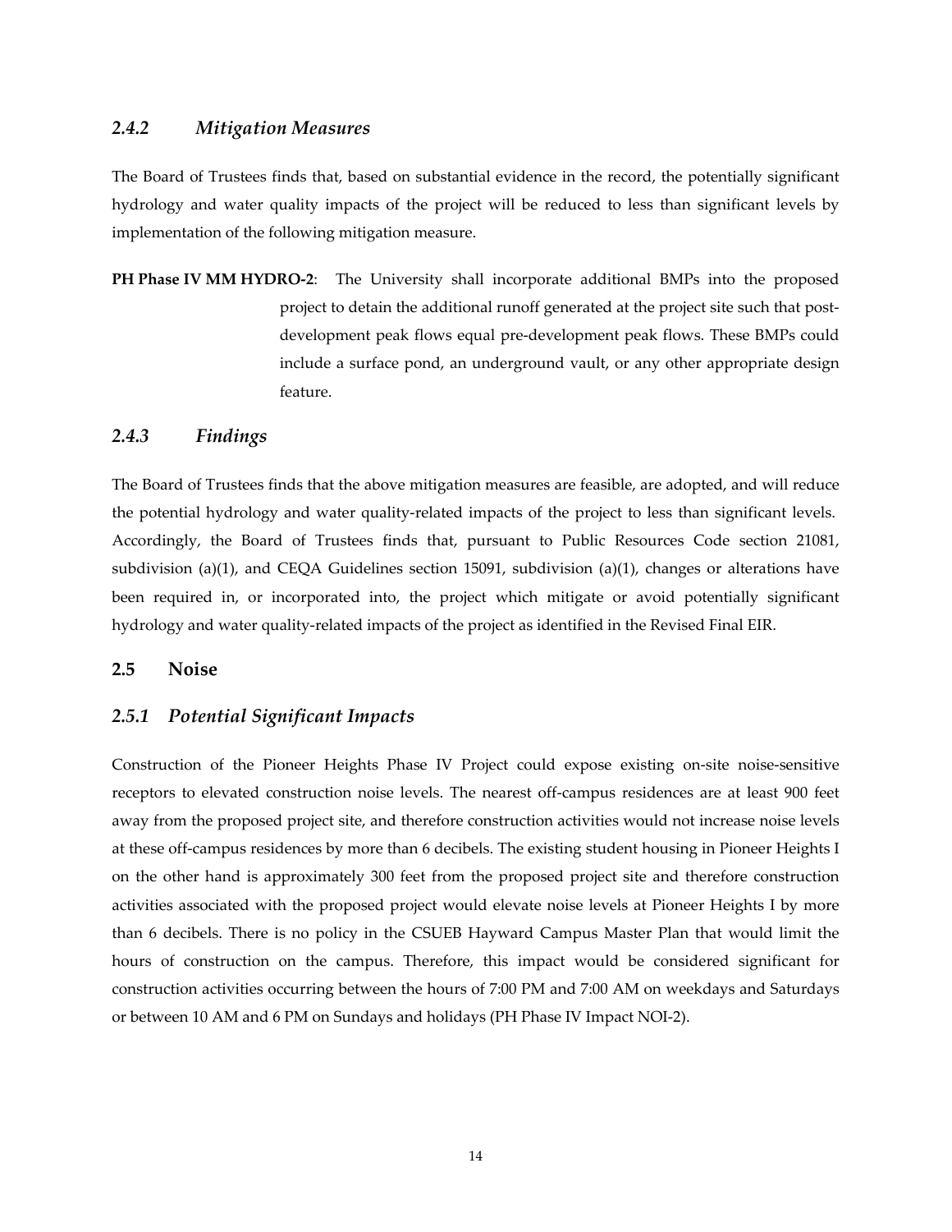### *2.4.2 Mitigation Measures*

The Board of Trustees finds that, based on substantial evidence in the record, the potentially significant hydrology and water quality impacts of the project will be reduced to less than significant levels by implementation of the following mitigation measure.

**PH Phase IV MM HYDRO-2**: The University shall incorporate additional BMPs into the proposed project to detain the additional runoff generated at the project site such that post-development peak flows equal pre-development peak flows. These BMPs could include a surface pond, an underground vault, or any other appropriate design feature.

### *2.4.3 Findings*

The Board of Trustees finds that the above mitigation measures are feasible, are adopted, and will reduce the potential hydrology and water quality-related impacts of the project to less than significant levels. Accordingly, the Board of Trustees finds that, pursuant to Public Resources Code section 21081, subdivision (a)(1), and CEQA Guidelines section 15091, subdivision (a)(1), changes or alterations have been required in, or incorporated into, the project which mitigate or avoid potentially significant hydrology and water quality-related impacts of the project as identified in the Revised Final EIR.

## 2.5 Noise

### *2.5.1 Potential Significant Impacts*

Construction of the Pioneer Heights Phase IV Project could expose existing on-site noise-sensitive receptors to elevated construction noise levels. The nearest off-campus residences are at least 900 feet away from the proposed project site, and therefore construction activities would not increase noise levels at these off-campus residences by more than 6 decibels. The existing student housing in Pioneer Heights I on the other hand is approximately 300 feet from the proposed project site and therefore construction activities associated with the proposed project would elevate noise levels at Pioneer Heights I by more than 6 decibels. There is no policy in the CSUEB Hayward Campus Master Plan that would limit the hours of construction on the campus. Therefore, this impact would be considered significant for construction activities occurring between the hours of 7:00 PM and 7:00 AM on weekdays and Saturdays or between 10 AM and 6 PM on Sundays and holidays (PH Phase IV Impact NOI-2).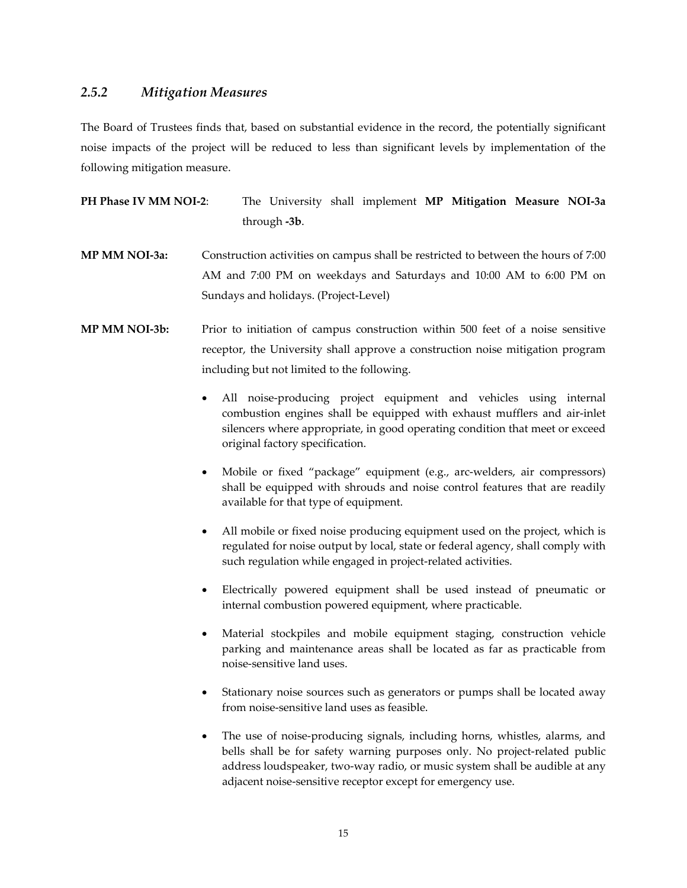### *2.5.2 Mitigation Measures*

The Board of Trustees finds that, based on substantial evidence in the record, the potentially significant noise impacts of the project will be reduced to less than significant levels by implementation of the following mitigation measure.

**PH Phase IV MM NOI-2**: The University shall implement **MP Mitigation Measure NOI-3a** through **-3b**.

**MP MM NOI-3a:** Construction activities on campus shall be restricted to between the hours of 7:00 AM and 7:00 PM on weekdays and Saturdays and 10:00 AM to 6:00 PM on Sundays and holidays. (Project-Level)

**MP MM NOI-3b:** Prior to initiation of campus construction within 500 feet of a noise sensitive receptor, the University shall approve a construction noise mitigation program including but not limited to the following.

- All noise-producing project equipment and vehicles using internal combustion engines shall be equipped with exhaust mufflers and air-inlet silencers where appropriate, in good operating condition that meet or exceed original factory specification.
- Mobile or fixed "package" equipment (e.g., arc-welders, air compressors) shall be equipped with shrouds and noise control features that are readily available for that type of equipment.
- All mobile or fixed noise producing equipment used on the project, which is regulated for noise output by local, state or federal agency, shall comply with such regulation while engaged in project-related activities.
- Electrically powered equipment shall be used instead of pneumatic or internal combustion powered equipment, where practicable.
- Material stockpiles and mobile equipment staging, construction vehicle parking and maintenance areas shall be located as far as practicable from noise-sensitive land uses.
- Stationary noise sources such as generators or pumps shall be located away from noise-sensitive land uses as feasible.
- The use of noise-producing signals, including horns, whistles, alarms, and bells shall be for safety warning purposes only. No project-related public address loudspeaker, two-way radio, or music system shall be audible at any adjacent noise-sensitive receptor except for emergency use.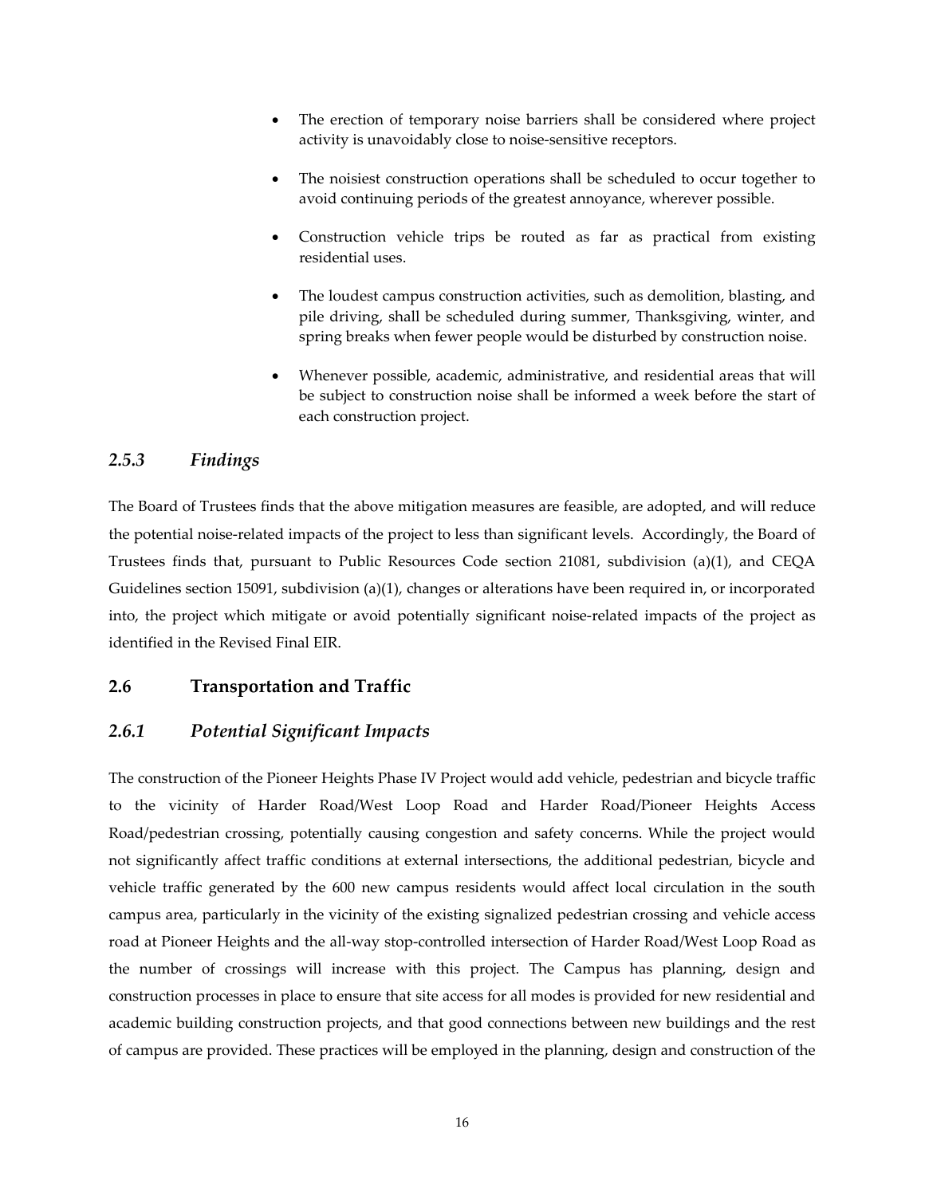- The erection of temporary noise barriers shall be considered where project activity is unavoidably close to noise-sensitive receptors.
- The noisiest construction operations shall be scheduled to occur together to avoid continuing periods of the greatest annoyance, wherever possible.
- Construction vehicle trips be routed as far as practical from existing residential uses.
- The loudest campus construction activities, such as demolition, blasting, and pile driving, shall be scheduled during summer, Thanksgiving, winter, and spring breaks when fewer people would be disturbed by construction noise.
- Whenever possible, academic, administrative, and residential areas that will be subject to construction noise shall be informed a week before the start of each construction project.

### *2.5.3 Findings*

The Board of Trustees finds that the above mitigation measures are feasible, are adopted, and will reduce the potential noise-related impacts of the project to less than significant levels. Accordingly, the Board of Trustees finds that, pursuant to Public Resources Code section 21081, subdivision (a)(1), and CEQA Guidelines section 15091, subdivision (a)(1), changes or alterations have been required in, or incorporated into, the project which mitigate or avoid potentially significant noise-related impacts of the project as identified in the Revised Final EIR.

## 2.6 Transportation and Traffic

### *2.6.1 Potential Significant Impacts*

The construction of the Pioneer Heights Phase IV Project would add vehicle, pedestrian and bicycle traffic to the vicinity of Harder Road/West Loop Road and Harder Road/Pioneer Heights Access Road/pedestrian crossing, potentially causing congestion and safety concerns. While the project would not significantly affect traffic conditions at external intersections, the additional pedestrian, bicycle and vehicle traffic generated by the 600 new campus residents would affect local circulation in the south campus area, particularly in the vicinity of the existing signalized pedestrian crossing and vehicle access road at Pioneer Heights and the all-way stop-controlled intersection of Harder Road/West Loop Road as the number of crossings will increase with this project. The Campus has planning, design and construction processes in place to ensure that site access for all modes is provided for new residential and academic building construction projects, and that good connections between new buildings and the rest of campus are provided. These practices will be employed in the planning, design and construction of the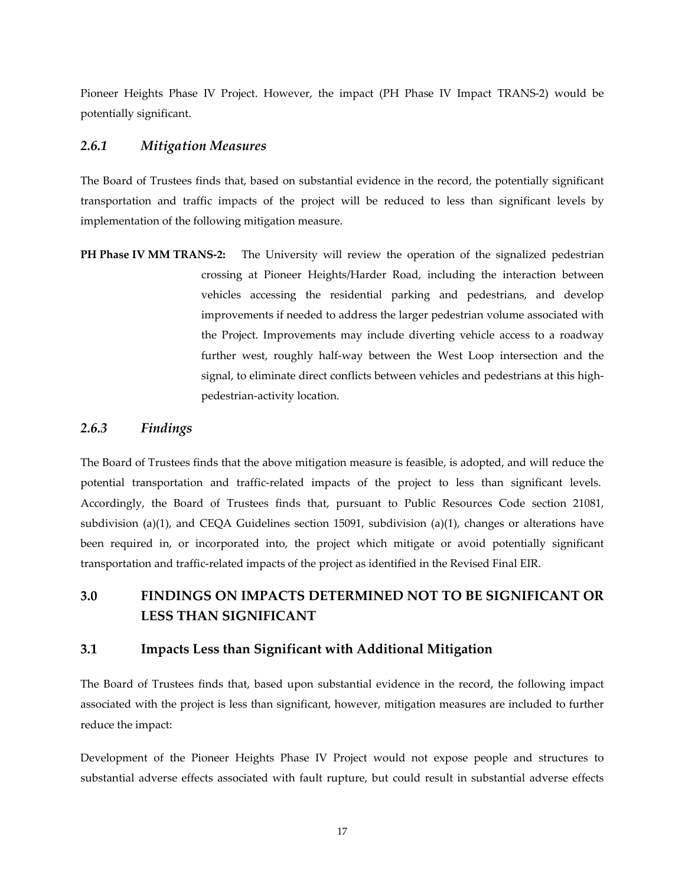Pioneer Heights Phase IV Project. However, the impact (PH Phase IV Impact TRANS-2) would be potentially significant.

### *2.6.1 Mitigation Measures*

The Board of Trustees finds that, based on substantial evidence in the record, the potentially significant transportation and traffic impacts of the project will be reduced to less than significant levels by implementation of the following mitigation measure.

**PH Phase IV MM TRANS-2:** The University will review the operation of the signalized pedestrian crossing at Pioneer Heights/Harder Road, including the interaction between vehicles accessing the residential parking and pedestrians, and develop improvements if needed to address the larger pedestrian volume associated with the Project. Improvements may include diverting vehicle access to a roadway further west, roughly half-way between the West Loop intersection and the signal, to eliminate direct conflicts between vehicles and pedestrians at this high-pedestrian-activity location.

### *2.6.3 Findings*

The Board of Trustees finds that the above mitigation measure is feasible, is adopted, and will reduce the potential transportation and traffic-related impacts of the project to less than significant levels. Accordingly, the Board of Trustees finds that, pursuant to Public Resources Code section 21081, subdivision (a)(1), and CEQA Guidelines section 15091, subdivision (a)(1), changes or alterations have been required in, or incorporated into, the project which mitigate or avoid potentially significant transportation and traffic-related impacts of the project as identified in the Revised Final EIR.

## 3.0 FINDINGS ON IMPACTS DETERMINED NOT TO BE SIGNIFICANT OR LESS THAN SIGNIFICANT

### 3.1 Impacts Less than Significant with Additional Mitigation

The Board of Trustees finds that, based upon substantial evidence in the record, the following impact associated with the project is less than significant, however, mitigation measures are included to further reduce the impact:

Development of the Pioneer Heights Phase IV Project would not expose people and structures to substantial adverse effects associated with fault rupture, but could result in substantial adverse effects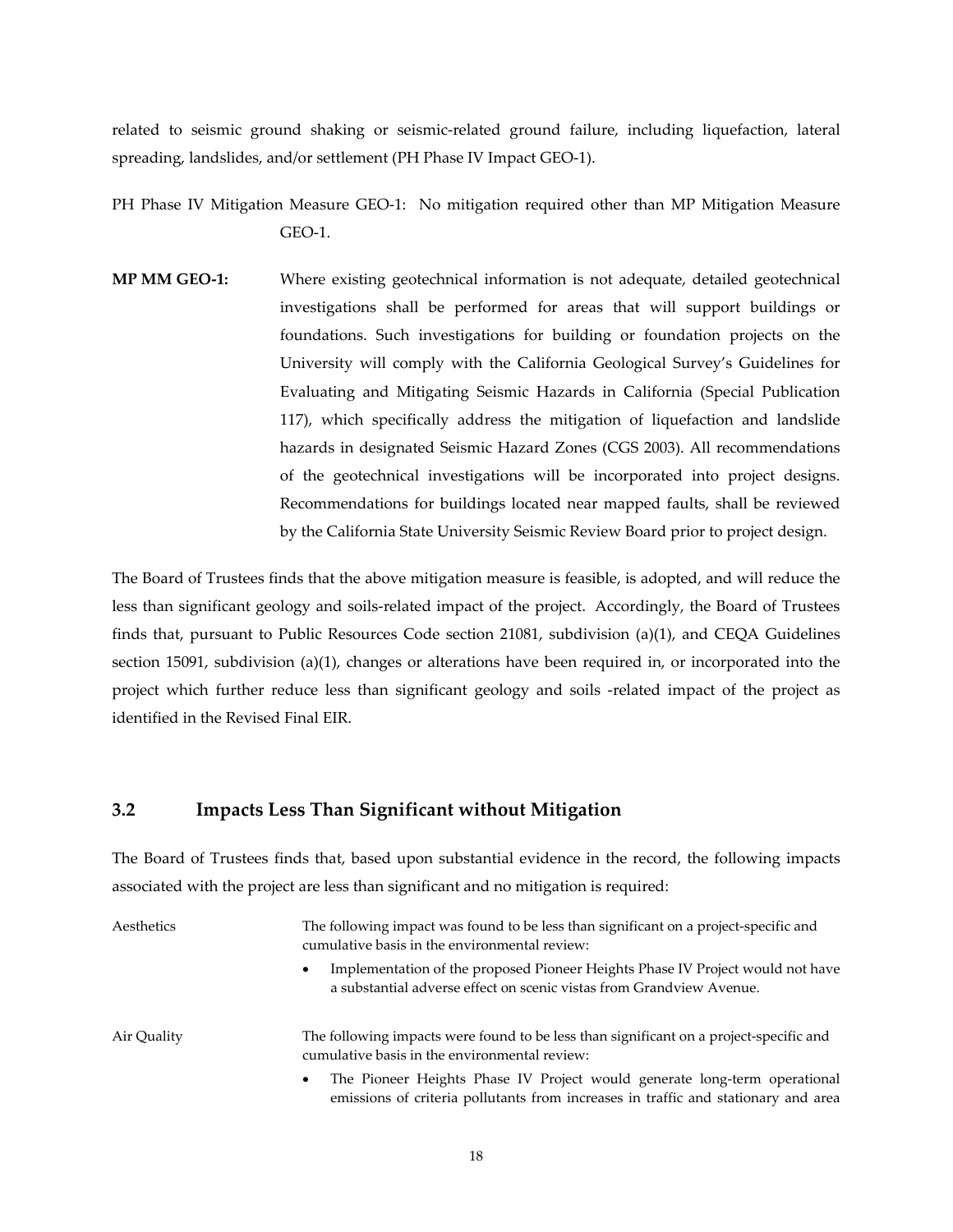related to seismic ground shaking or seismic-related ground failure, including liquefaction, lateral spreading, landslides, and/or settlement (PH Phase IV Impact GEO-1).

PH Phase IV Mitigation Measure GEO-1: No mitigation required other than MP Mitigation Measure GEO-1.

**MP MM GEO-1:** Where existing geotechnical information is not adequate, detailed geotechnical investigations shall be performed for areas that will support buildings or foundations. Such investigations for building or foundation projects on the University will comply with the California Geological Survey's Guidelines for Evaluating and Mitigating Seismic Hazards in California (Special Publication 117), which specifically address the mitigation of liquefaction and landslide hazards in designated Seismic Hazard Zones (CGS 2003). All recommendations of the geotechnical investigations will be incorporated into project designs. Recommendations for buildings located near mapped faults, shall be reviewed by the California State University Seismic Review Board prior to project design.

The Board of Trustees finds that the above mitigation measure is feasible, is adopted, and will reduce the less than significant geology and soils-related impact of the project. Accordingly, the Board of Trustees finds that, pursuant to Public Resources Code section 21081, subdivision (a)(1), and CEQA Guidelines section 15091, subdivision (a)(1), changes or alterations have been required in, or incorporated into the project which further reduce less than significant geology and soils -related impact of the project as identified in the Revised Final EIR.

## 3.2 Impacts Less Than Significant without Mitigation

The Board of Trustees finds that, based upon substantial evidence in the record, the following impacts associated with the project are less than significant and no mitigation is required:

Aesthetics

The following impact was found to be less than significant on a project-specific and cumulative basis in the environmental review:

- Implementation of the proposed Pioneer Heights Phase IV Project would not have a substantial adverse effect on scenic vistas from Grandview Avenue.

Air Quality

The following impacts were found to be less than significant on a project-specific and cumulative basis in the environmental review:

- The Pioneer Heights Phase IV Project would generate long-term operational emissions of criteria pollutants from increases in traffic and stationary and area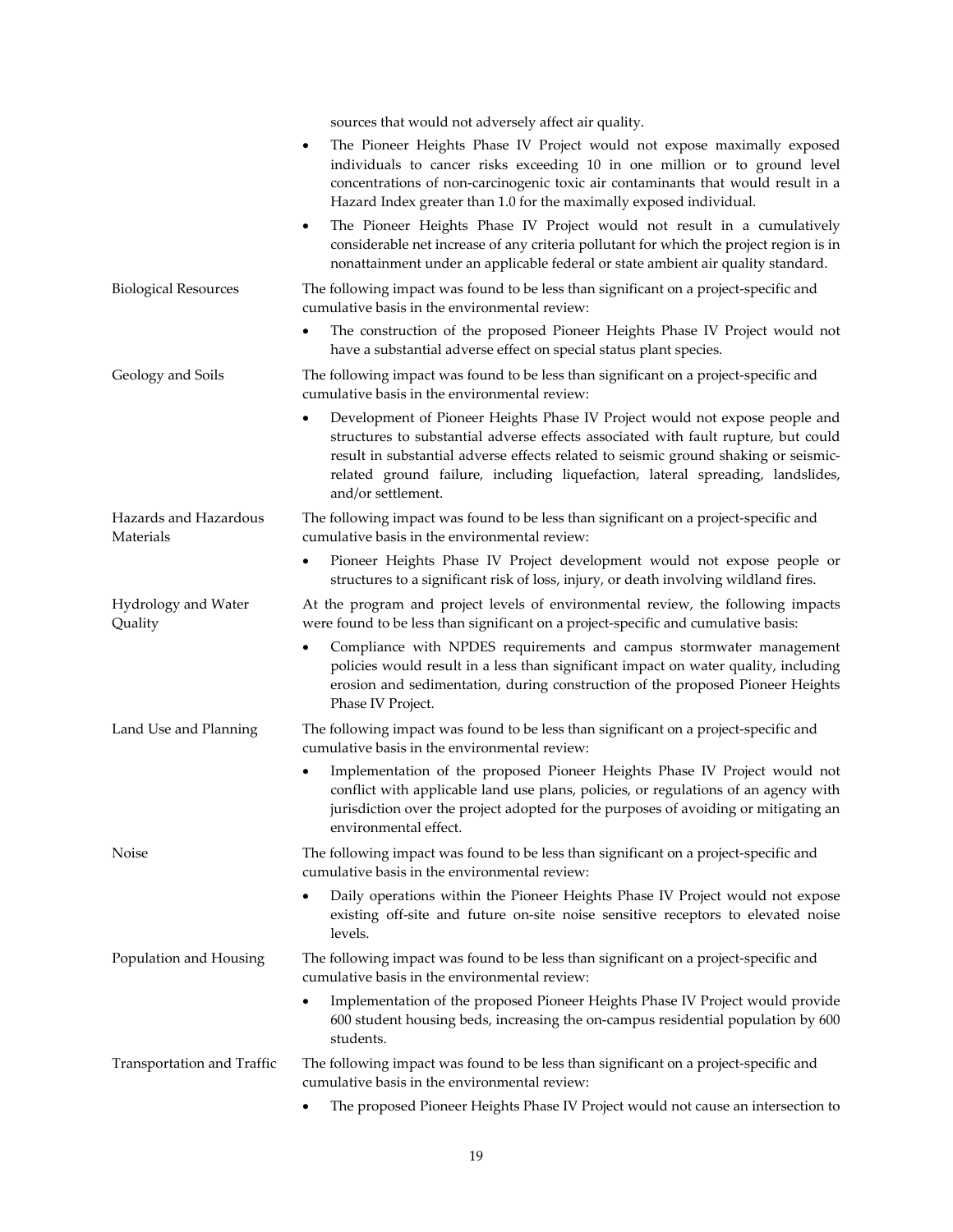| | |
|---|---|
| | sources that would not adversely affect air quality.<br>• The Pioneer Heights Phase IV Project would not expose maximally exposed individuals to cancer risks exceeding 10 in one million or to ground level concentrations of non-carcinogenic toxic air contaminants that would result in a Hazard Index greater than 1.0 for the maximally exposed individual.<br>• The Pioneer Heights Phase IV Project would not result in a cumulatively considerable net increase of any criteria pollutant for which the project region is in nonattainment under an applicable federal or state ambient air quality standard. |
| Biological Resources | The following impact was found to be less than significant on a project-specific and cumulative basis in the environmental review:<br>• The construction of the proposed Pioneer Heights Phase IV Project would not have a substantial adverse effect on special status plant species. |
| Geology and Soils | The following impact was found to be less than significant on a project-specific and cumulative basis in the environmental review:<br>• Development of Pioneer Heights Phase IV Project would not expose people and structures to substantial adverse effects associated with fault rupture, but could result in substantial adverse effects related to seismic ground shaking or seismic-related ground failure, including liquefaction, lateral spreading, landslides, and/or settlement. |
| Hazards and Hazardous Materials | The following impact was found to be less than significant on a project-specific and cumulative basis in the environmental review:<br>• Pioneer Heights Phase IV Project development would not expose people or structures to a significant risk of loss, injury, or death involving wildland fires. |
| Hydrology and Water Quality | At the program and project levels of environmental review, the following impacts were found to be less than significant on a project-specific and cumulative basis:<br>• Compliance with NPDES requirements and campus stormwater management policies would result in a less than significant impact on water quality, including erosion and sedimentation, during construction of the proposed Pioneer Heights Phase IV Project. |
| Land Use and Planning | The following impact was found to be less than significant on a project-specific and cumulative basis in the environmental review:<br>• Implementation of the proposed Pioneer Heights Phase IV Project would not conflict with applicable land use plans, policies, or regulations of an agency with jurisdiction over the project adopted for the purposes of avoiding or mitigating an environmental effect. |
| Noise | The following impact was found to be less than significant on a project-specific and cumulative basis in the environmental review:<br>• Daily operations within the Pioneer Heights Phase IV Project would not expose existing off-site and future on-site noise sensitive receptors to elevated noise levels. |
| Population and Housing | The following impact was found to be less than significant on a project-specific and cumulative basis in the environmental review:<br>• Implementation of the proposed Pioneer Heights Phase IV Project would provide 600 student housing beds, increasing the on-campus residential population by 600 students. |
| Transportation and Traffic | The following impact was found to be less than significant on a project-specific and cumulative basis in the environmental review:<br>• The proposed Pioneer Heights Phase IV Project would not cause an intersection to |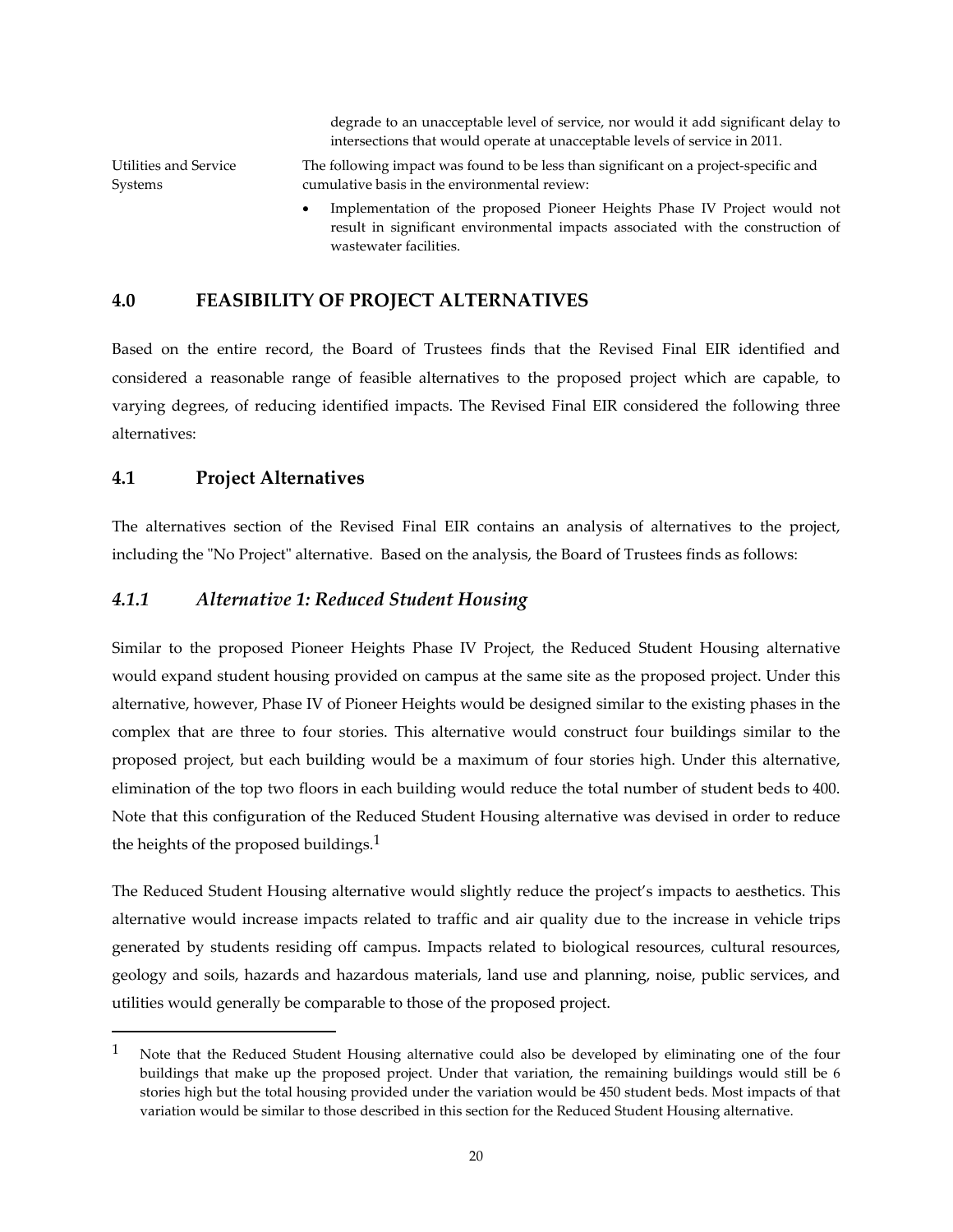degrade to an unacceptable level of service, nor would it add significant delay to intersections that would operate at unacceptable levels of service in 2011.

Utilities and Service Systems

The following impact was found to be less than significant on a project-specific and cumulative basis in the environmental review:

- Implementation of the proposed Pioneer Heights Phase IV Project would not result in significant environmental impacts associated with the construction of wastewater facilities.

## 4.0 FEASIBILITY OF PROJECT ALTERNATIVES

Based on the entire record, the Board of Trustees finds that the Revised Final EIR identified and considered a reasonable range of feasible alternatives to the proposed project which are capable, to varying degrees, of reducing identified impacts. The Revised Final EIR considered the following three alternatives:

## 4.1 Project Alternatives

The alternatives section of the Revised Final EIR contains an analysis of alternatives to the project, including the "No Project" alternative. Based on the analysis, the Board of Trustees finds as follows:

### *4.1.1 Alternative 1: Reduced Student Housing*

Similar to the proposed Pioneer Heights Phase IV Project, the Reduced Student Housing alternative would expand student housing provided on campus at the same site as the proposed project. Under this alternative, however, Phase IV of Pioneer Heights would be designed similar to the existing phases in the complex that are three to four stories. This alternative would construct four buildings similar to the proposed project, but each building would be a maximum of four stories high. Under this alternative, elimination of the top two floors in each building would reduce the total number of student beds to 400. Note that this configuration of the Reduced Student Housing alternative was devised in order to reduce the heights of the proposed buildings.[1]

The Reduced Student Housing alternative would slightly reduce the project's impacts to aesthetics. This alternative would increase impacts related to traffic and air quality due to the increase in vehicle trips generated by students residing off campus. Impacts related to biological resources, cultural resources, geology and soils, hazards and hazardous materials, land use and planning, noise, public services, and utilities would generally be comparable to those of the proposed project.

---

[1] Note that the Reduced Student Housing alternative could also be developed by eliminating one of the four buildings that make up the proposed project. Under that variation, the remaining buildings would still be 6 stories high but the total housing provided under the variation would be 450 student beds. Most impacts of that variation would be similar to those described in this section for the Reduced Student Housing alternative.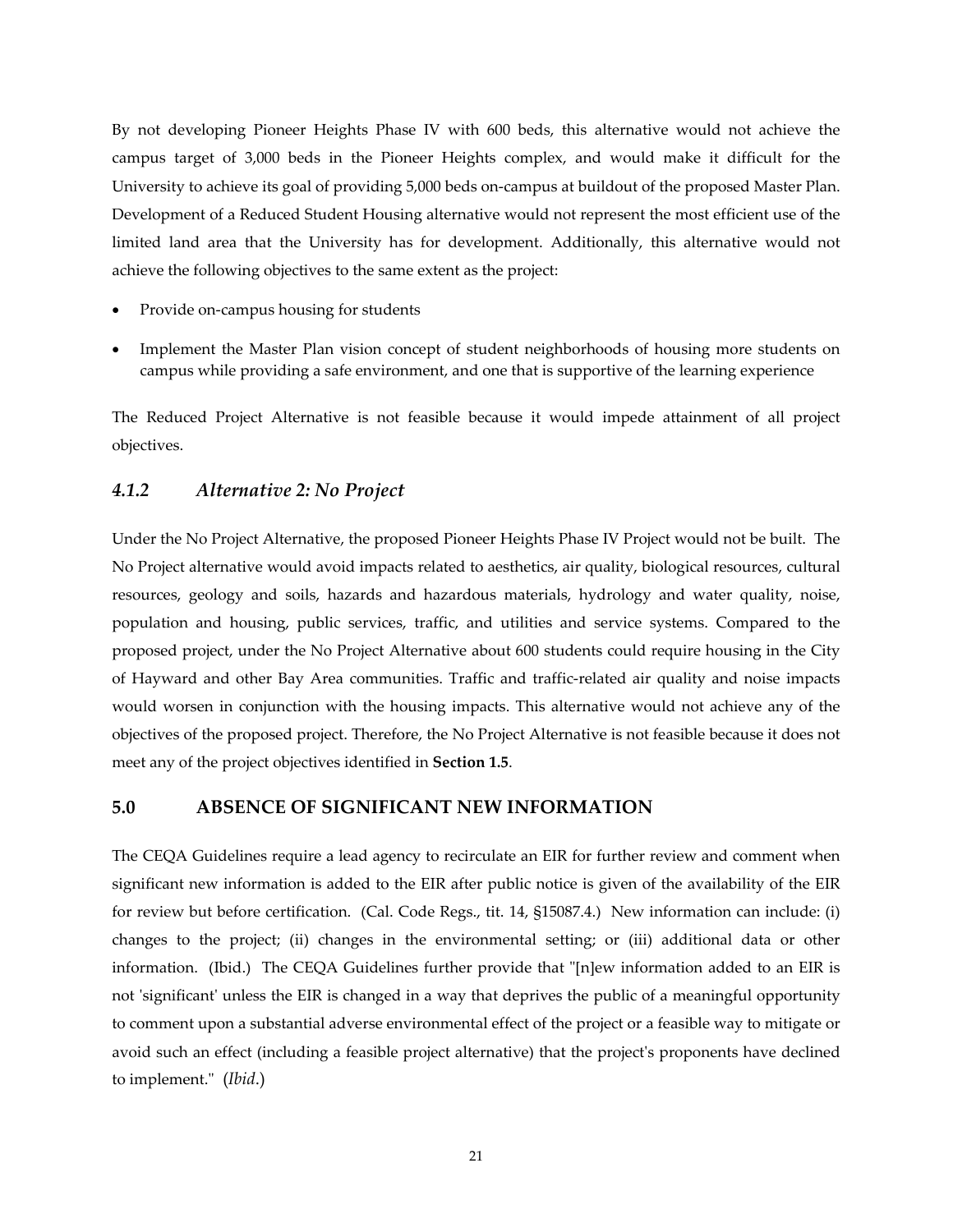By not developing Pioneer Heights Phase IV with 600 beds, this alternative would not achieve the campus target of 3,000 beds in the Pioneer Heights complex, and would make it difficult for the University to achieve its goal of providing 5,000 beds on-campus at buildout of the proposed Master Plan. Development of a Reduced Student Housing alternative would not represent the most efficient use of the limited land area that the University has for development. Additionally, this alternative would not achieve the following objectives to the same extent as the project:

- Provide on-campus housing for students
- Implement the Master Plan vision concept of student neighborhoods of housing more students on campus while providing a safe environment, and one that is supportive of the learning experience

The Reduced Project Alternative is not feasible because it would impede attainment of all project objectives.

### *4.1.2 Alternative 2: No Project*

Under the No Project Alternative, the proposed Pioneer Heights Phase IV Project would not be built. The No Project alternative would avoid impacts related to aesthetics, air quality, biological resources, cultural resources, geology and soils, hazards and hazardous materials, hydrology and water quality, noise, population and housing, public services, traffic, and utilities and service systems. Compared to the proposed project, under the No Project Alternative about 600 students could require housing in the City of Hayward and other Bay Area communities. Traffic and traffic-related air quality and noise impacts would worsen in conjunction with the housing impacts. This alternative would not achieve any of the objectives of the proposed project. Therefore, the No Project Alternative is not feasible because it does not meet any of the project objectives identified in **Section 1.5**.

## 5.0 ABSENCE OF SIGNIFICANT NEW INFORMATION

The CEQA Guidelines require a lead agency to recirculate an EIR for further review and comment when significant new information is added to the EIR after public notice is given of the availability of the EIR for review but before certification. (Cal. Code Regs., tit. 14, §15087.4.) New information can include: (i) changes to the project; (ii) changes in the environmental setting; or (iii) additional data or other information. (Ibid.) The CEQA Guidelines further provide that "[n]ew information added to an EIR is not 'significant' unless the EIR is changed in a way that deprives the public of a meaningful opportunity to comment upon a substantial adverse environmental effect of the project or a feasible way to mitigate or avoid such an effect (including a feasible project alternative) that the project's proponents have declined to implement." (*Ibid*.)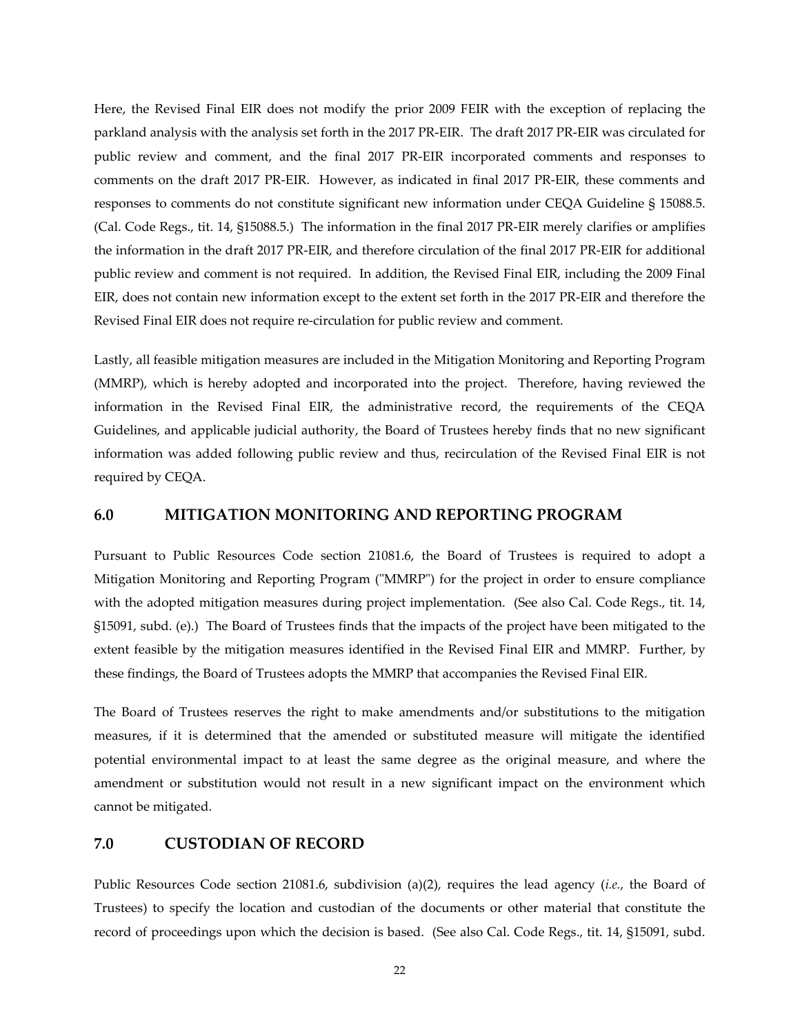Here, the Revised Final EIR does not modify the prior 2009 FEIR with the exception of replacing the parkland analysis with the analysis set forth in the 2017 PR-EIR. The draft 2017 PR-EIR was circulated for public review and comment, and the final 2017 PR-EIR incorporated comments and responses to comments on the draft 2017 PR-EIR. However, as indicated in final 2017 PR-EIR, these comments and responses to comments do not constitute significant new information under CEQA Guideline § 15088.5. (Cal. Code Regs., tit. 14, §15088.5.) The information in the final 2017 PR-EIR merely clarifies or amplifies the information in the draft 2017 PR-EIR, and therefore circulation of the final 2017 PR-EIR for additional public review and comment is not required. In addition, the Revised Final EIR, including the 2009 Final EIR, does not contain new information except to the extent set forth in the 2017 PR-EIR and therefore the Revised Final EIR does not require re-circulation for public review and comment.

Lastly, all feasible mitigation measures are included in the Mitigation Monitoring and Reporting Program (MMRP), which is hereby adopted and incorporated into the project. Therefore, having reviewed the information in the Revised Final EIR, the administrative record, the requirements of the CEQA Guidelines, and applicable judicial authority, the Board of Trustees hereby finds that no new significant information was added following public review and thus, recirculation of the Revised Final EIR is not required by CEQA.

## 6.0 MITIGATION MONITORING AND REPORTING PROGRAM

Pursuant to Public Resources Code section 21081.6, the Board of Trustees is required to adopt a Mitigation Monitoring and Reporting Program ("MMRP") for the project in order to ensure compliance with the adopted mitigation measures during project implementation. (See also Cal. Code Regs., tit. 14, §15091, subd. (e).) The Board of Trustees finds that the impacts of the project have been mitigated to the extent feasible by the mitigation measures identified in the Revised Final EIR and MMRP. Further, by these findings, the Board of Trustees adopts the MMRP that accompanies the Revised Final EIR.

The Board of Trustees reserves the right to make amendments and/or substitutions to the mitigation measures, if it is determined that the amended or substituted measure will mitigate the identified potential environmental impact to at least the same degree as the original measure, and where the amendment or substitution would not result in a new significant impact on the environment which cannot be mitigated.

## 7.0 CUSTODIAN OF RECORD

Public Resources Code section 21081.6, subdivision (a)(2), requires the lead agency (*i.e.*, the Board of Trustees) to specify the location and custodian of the documents or other material that constitute the record of proceedings upon which the decision is based. (See also Cal. Code Regs., tit. 14, §15091, subd.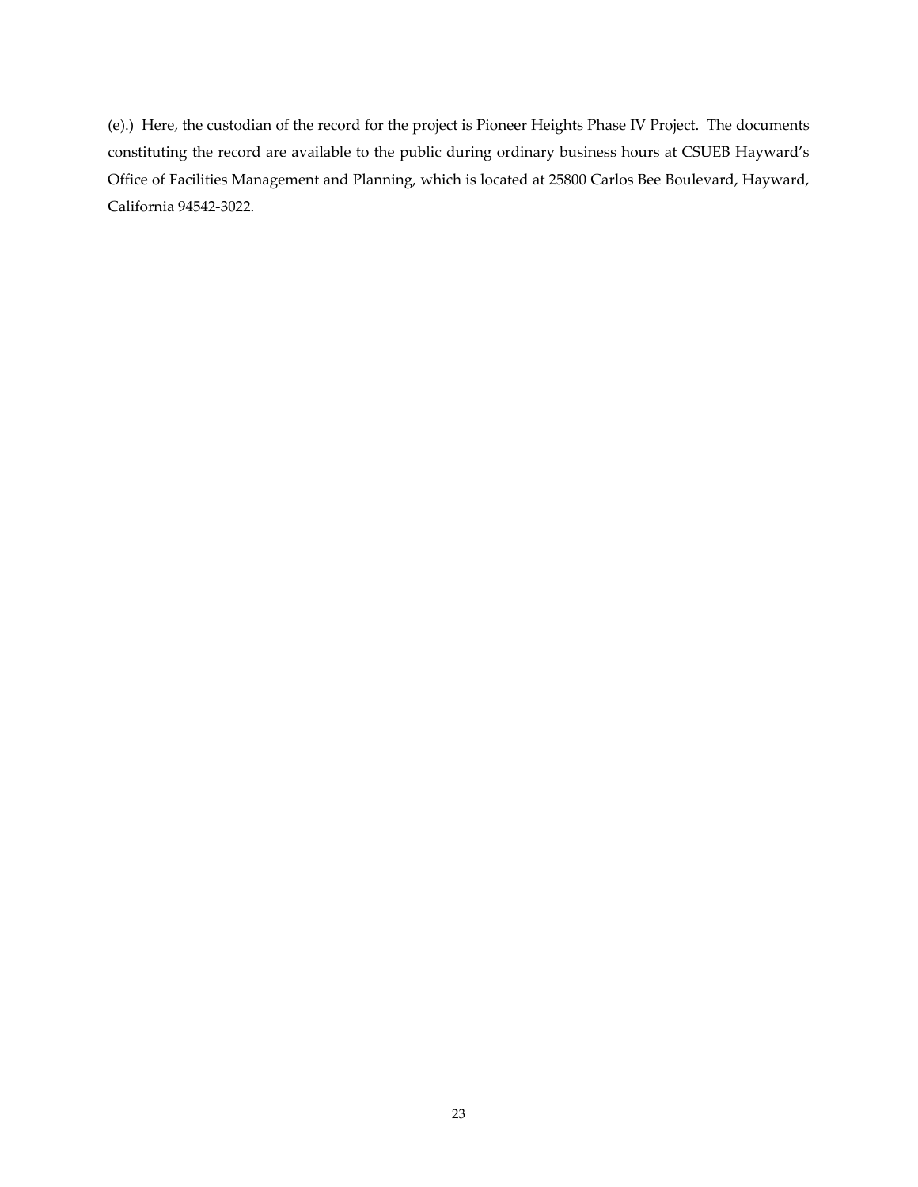(e).) Here, the custodian of the record for the project is Pioneer Heights Phase IV Project. The documents constituting the record are available to the public during ordinary business hours at CSUEB Hayward's Office of Facilities Management and Planning, which is located at 25800 Carlos Bee Boulevard, Hayward, California 94542-3022.